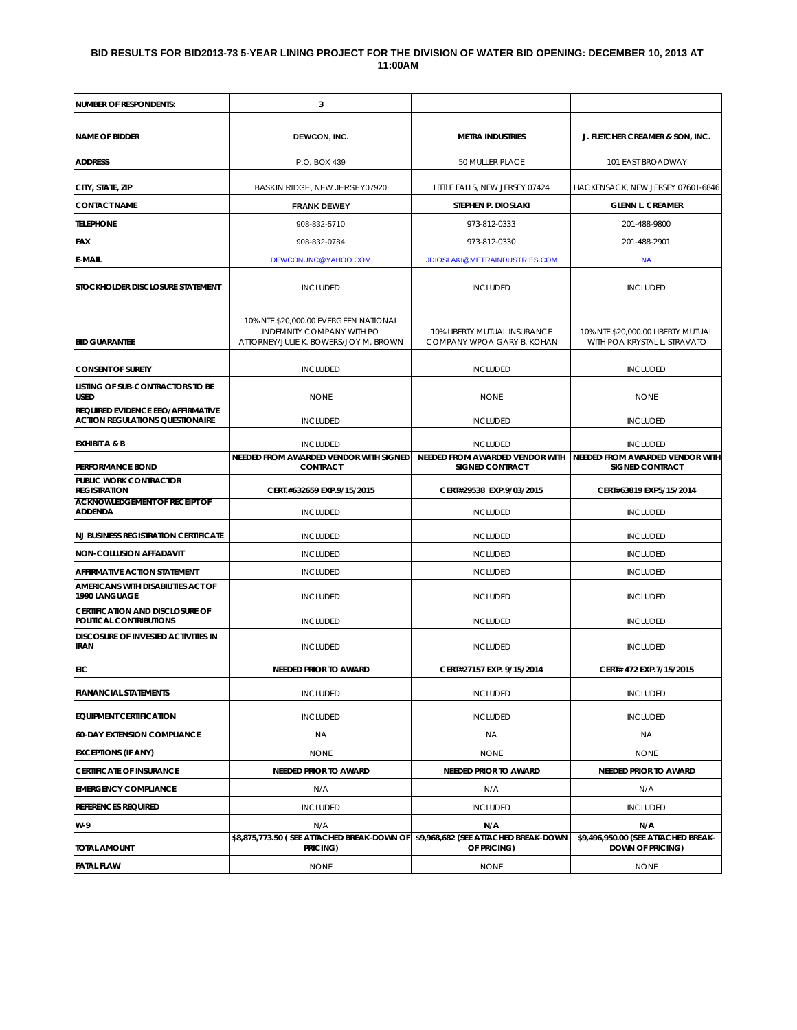# BID RESULTS FOR BID2013-73 5-YEAR LINING PROJECT FOR THE DIVISION OF WATER BID OPENING: DECEMBER 10, 2013 AT 11:00AM

| NUMBER OF RESPONDENTS: | 3 | | |
|---|---|---|---|
| NAME OF BIDDER | DEWCON, INC. | METRA INDUSTRIES | J. FLETCHER CREAMER & SON, INC. |
| ADDRESS | P.O. BOX 439 | 50 MULLER PLACE | 101 EAST BROADWAY |
| CITY, STATE, ZIP | BASKIN RIDGE, NEW JERSEY07920 | LITTLE FALLS, NEW JERSEY 07424 | HACKENSACK, NEW JERSEY 07601-6846 |
| CONTACT NAME | FRANK DEWEY | STEPHEN P. DIOSLAKI | GLENN L. CREAMER |
| TELEPHONE | 908-832-5710 | 973-812-0333 | 201-488-9800 |
| FAX | 908-832-0784 | 973-812-0330 | 201-488-2901 |
| E-MAIL | DEWCONUNC@YAHOO.COM | JDIOSLAKI@METRAINDUSTRIES.COM | NA |
| STOCKHOLDER DISCLOSURE STATEMENT | INCLUDED | INCLUDED | INCLUDED |
| BID GUARANTEE | 10% NTE $20,000.00 EVERGEEN NATIONAL INDEMNITY COMPANY WITH PO ATTORNEY/JULIE K. BOWERS/JOY M. BROWN | 10% LIBERTY MUTUAL INSURANCE COMPANY WPOA GARY B. KOHAN | 10% NTE $20,000.00 LIBERTY MUTUAL WITH POA KRYSTAL L. STRAVATO |
| CONSENT OF SURETY | INCLUDED | INCLUDED | INCLUDED |
| LISTING OF SUB-CONTRACTORS TO BE USED | NONE | NONE | NONE |
| REQUIRED EVIDENCE EEO/AFFIRMATIVE ACTION REGULATIONS QUESTIONAIRE | INCLUDED | INCLUDED | INCLUDED |
| EXHIBIT A & B | INCLUDED | INCLUDED | INCLUDED |
| PERFORMANCE BOND | NEEDED FROM AWARDED VENDOR WITH SIGNED CONTRACT | NEEDED FROM AWARDED VENDOR WITH SIGNED CONTRACT | NEEDED FROM AWARDED VENDOR WITH SIGNED CONTRACT |
| PUBLIC WORK CONTRACTOR REGISTRATION | CERT.#632659 EXP.9/15/2015 | CERT#29538 EXP.9/03/2015 | CERT#63819 EXP5/15/2014 |
| ACKNOWLEDGEMENT OF RECEIPT OF ADDENDA | INCLUDED | INCLUDED | INCLUDED |
| NJ BUSINESS REGISTRATION CERTIFICATE | INCLUDED | INCLUDED | INCLUDED |
| NON-COLLUSION AFFADAVIT | INCLUDED | INCLUDED | INCLUDED |
| AFFIRMATIVE ACTION STATEMENT | INCLUDED | INCLUDED | INCLUDED |
| AMERICANS WITH DISABILITIES ACT OF 1990 LANGUAGE | INCLUDED | INCLUDED | INCLUDED |
| CERTIFICATION AND DISCLOSURE OF POLITICAL CONTRIBUTIONS | INCLUDED | INCLUDED | INCLUDED |
| DISCOSURE OF INVESTED ACTIVITIES IN IRAN | INCLUDED | INCLUDED | INCLUDED |
| EIC | NEEDED PRIOR TO AWARD | CERT#27157 EXP. 9/15/2014 | CERT# 472 EXP.7/15/2015 |
| FIANANCIAL STATEMENTS | INCLUDED | INCLUDED | INCLUDED |
| EQUIPMENT CERTIFICATION | INCLUDED | INCLUDED | INCLUDED |
| 60-DAY EXTENSION COMPLIANCE | NA | NA | NA |
| EXCEPTIONS (IF ANY) | NONE | NONE | NONE |
| CERTIFICATE OF INSURANCE | NEEDED PRIOR TO AWARD | NEEDED PRIOR TO AWARD | NEEDED PRIOR TO AWARD |
| EMERGENCY COMPLIANCE | N/A | N/A | N/A |
| REFERENCES REQUIRED | INCLUDED | INCLUDED | INCLUDED |
| W-9 | N/A | N/A | N/A |
| TOTAL AMOUNT | $8,875,773.50 ( SEE ATTACHED BREAK-DOWN OF PRICING) | $9,968,682 (SEE ATTACHED BREAK-DOWN OF PRICING) | $9,496,950.00 (SEE ATTACHED BREAK-DOWN OF PRICING) |
| FATAL FLAW | NONE | NONE | NONE |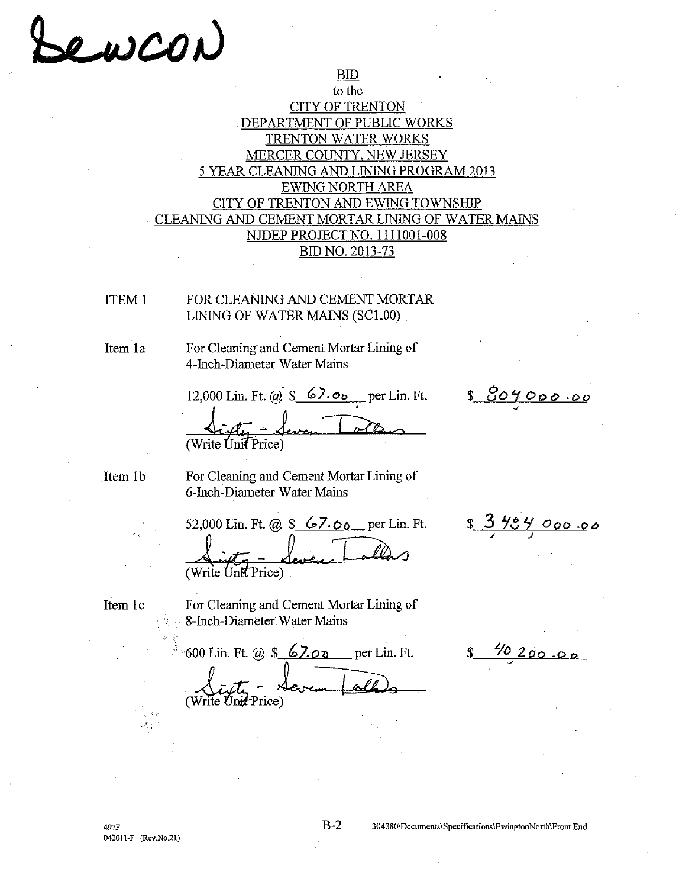Dewcon

BID
to the
CITY OF TRENTON
DEPARTMENT OF PUBLIC WORKS
TRENTON WATER WORKS
MERCER COUNTY, NEW JERSEY
5 YEAR CLEANING AND LINING PROGRAM 2013
EWING NORTH AREA
CITY OF TRENTON AND EWING TOWNSHIP
CLEANING AND CEMENT MORTAR LINING OF WATER MAINS
NJDEP PROJECT NO. 1111001-008
BID NO. 2013-73

ITEM 1 FOR CLEANING AND CEMENT MORTAR LINING OF WATER MAINS (SC1.00)

Item 1a For Cleaning and Cement Mortar Lining of 4-Inch-Diameter Water Mains

12,000 Lin. Ft. @ $ 67.00 per Lin. Ft. $ 804 000.00

Sixty - Seven Dollars
(Write Unit Price)

Item 1b For Cleaning and Cement Mortar Lining of 6-Inch-Diameter Water Mains

52,000 Lin. Ft. @ $ 67.00 per Lin. Ft. $ 3 484 000.00

Sixty - Seven Dollars
(Write Unit Price)

Item 1c For Cleaning and Cement Mortar Lining of 8-Inch-Diameter Water Mains

600 Lin. Ft. @ $ 67.00 per Lin. Ft. $ 40 200.00

Sixty - Seven Dollars
(Write Unit Price)

497F
042011-F (Rev.No.21)

304380\Documents\Specifications\EwingtonNorth\Front End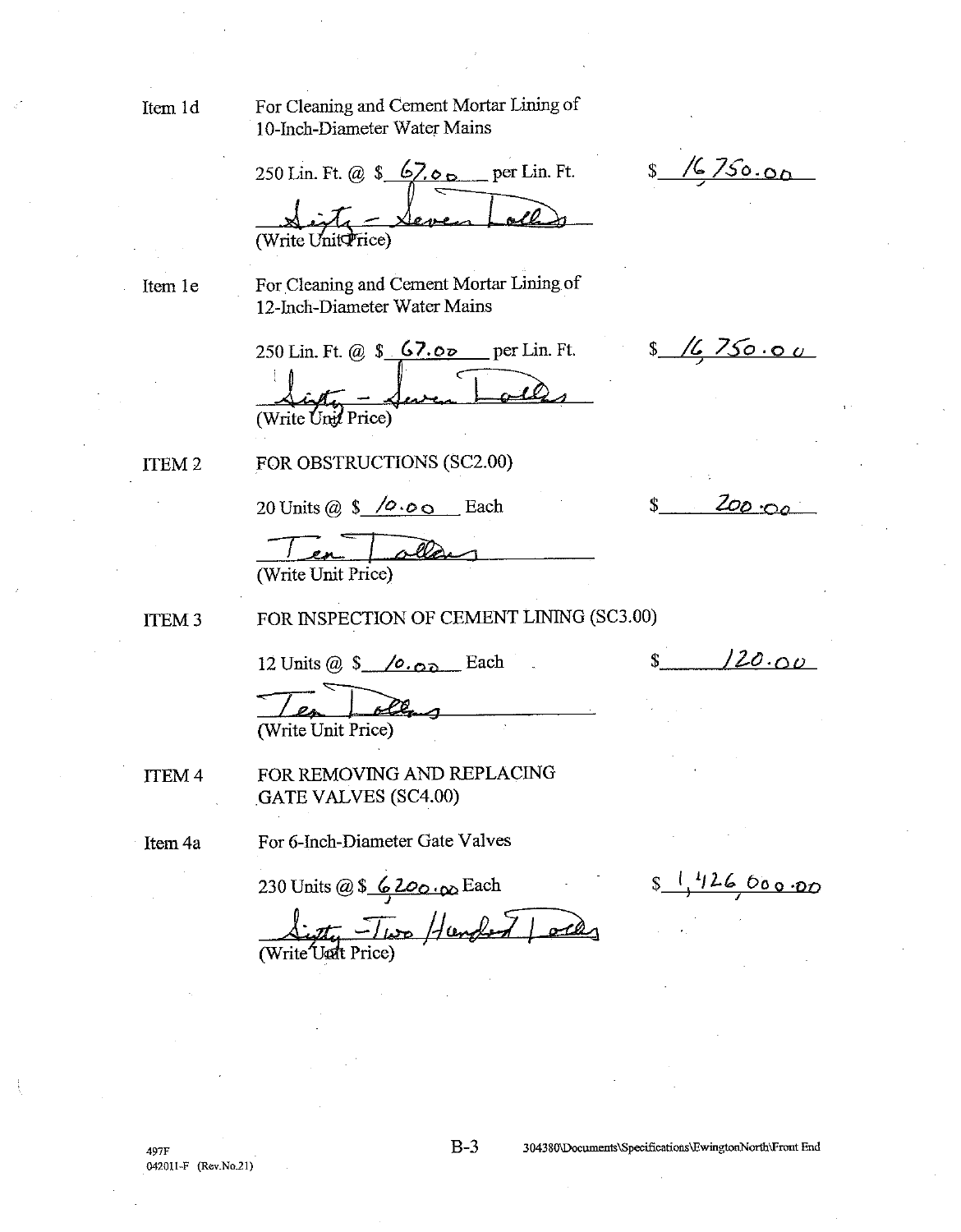Item 1d For Cleaning and Cement Mortar Lining of 10-Inch-Diameter Water Mains

250 Lin. Ft. @ $ 67.00 per Lin. Ft. $ 16,750.00

Sixty - Seven Dollars
(Write Unit Price)

Item 1e For Cleaning and Cement Mortar Lining of 12-Inch-Diameter Water Mains

250 Lin. Ft. @ $ 67.00 per Lin. Ft. $ 16,750.00

Sixty - Seven Dollars
(Write Unit Price)

ITEM 2 FOR OBSTRUCTIONS (SC2.00)

20 Units @ $ 10.00 Each $ 200.00

Ten Dollars
(Write Unit Price)

ITEM 3 FOR INSPECTION OF CEMENT LINING (SC3.00)

12 Units @ $ 10.00 Each $ 120.00

Ten Dollars
(Write Unit Price)

ITEM 4 FOR REMOVING AND REPLACING GATE VALVES (SC4.00)

Item 4a For 6-Inch-Diameter Gate Valves

230 Units @ $ 6,200.00 Each $ 1,426,000.00

Sixty -Two Hundred Dollars
(Write Unit Price)

497F
042011-F (Rev.No.21)

304380\Documents\Specifications\EwingtonNorth\Front End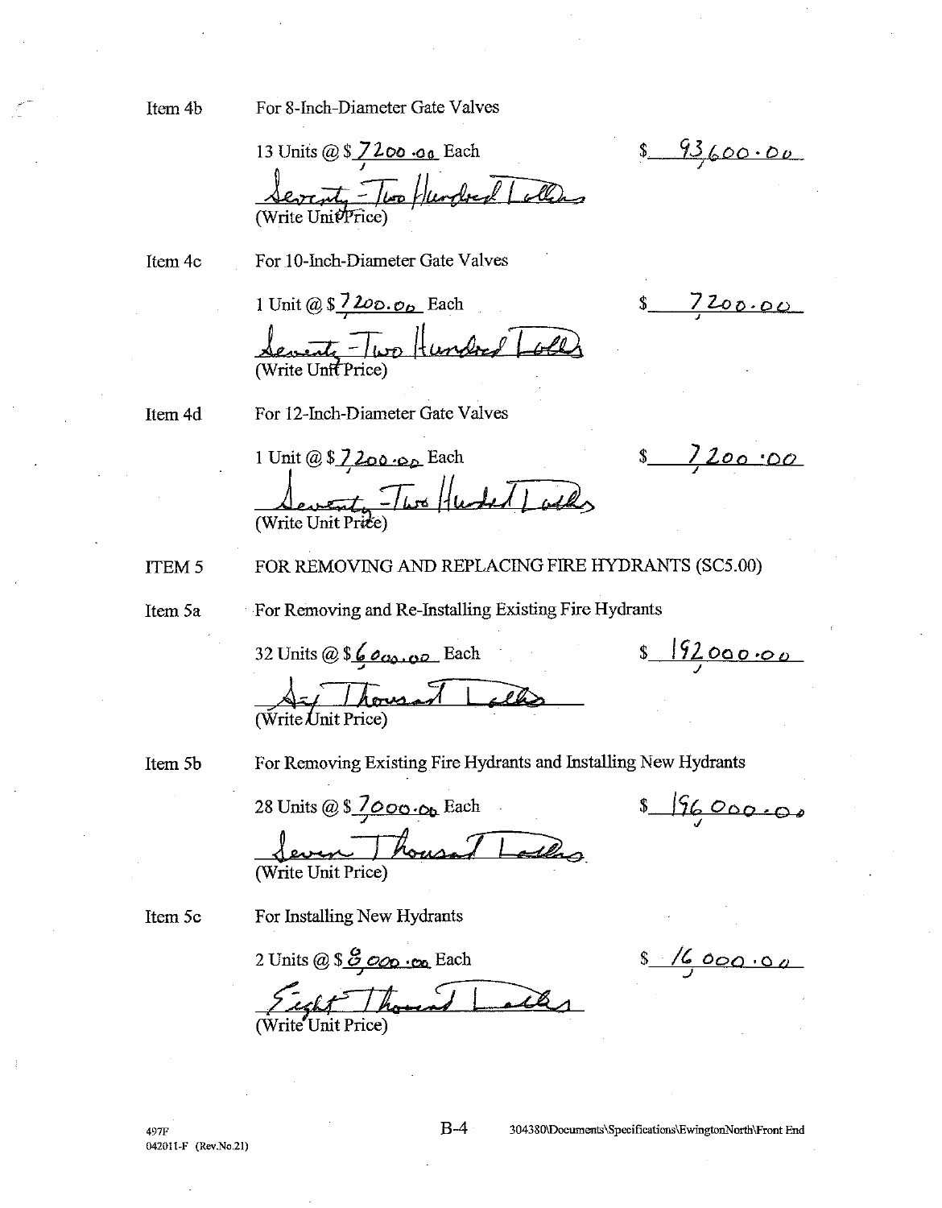Item 4b For 8-Inch-Diameter Gate Valves

13 Units @ $ 7,200.00 Each $ 93,600.00

Seventy-Two Hundred Dollars
(Write Unit Price)

Item 4c For 10-Inch-Diameter Gate Valves

1 Unit @ $ 7,200.00 Each $ 7,200.00

Seventy-Two Hundred Dollars
(Write Unit Price)

Item 4d For 12-Inch-Diameter Gate Valves

1 Unit @ $ 7,200.00 Each $ 7,200.00

Seventy-Two Hundred Dollars
(Write Unit Price)

ITEM 5 FOR REMOVING AND REPLACING FIRE HYDRANTS (SC5.00)

Item 5a For Removing and Re-Installing Existing Fire Hydrants

32 Units @ $ 6,000.00 Each $ 192,000.00

Six Thousand Dollars
(Write Unit Price)

Item 5b For Removing Existing Fire Hydrants and Installing New Hydrants

28 Units @ $ 7,000.00 Each $ 196,000.00

Seven Thousand Dollars
(Write Unit Price)

Item 5c For Installing New Hydrants

2 Units @ $ 8,000.00 Each $ 16,000.00

Eight Thousand Dollars
(Write Unit Price)

497F
042011-F (Rev.No.21)

304380\Documents\Specifications\EwingtonNorth\Front End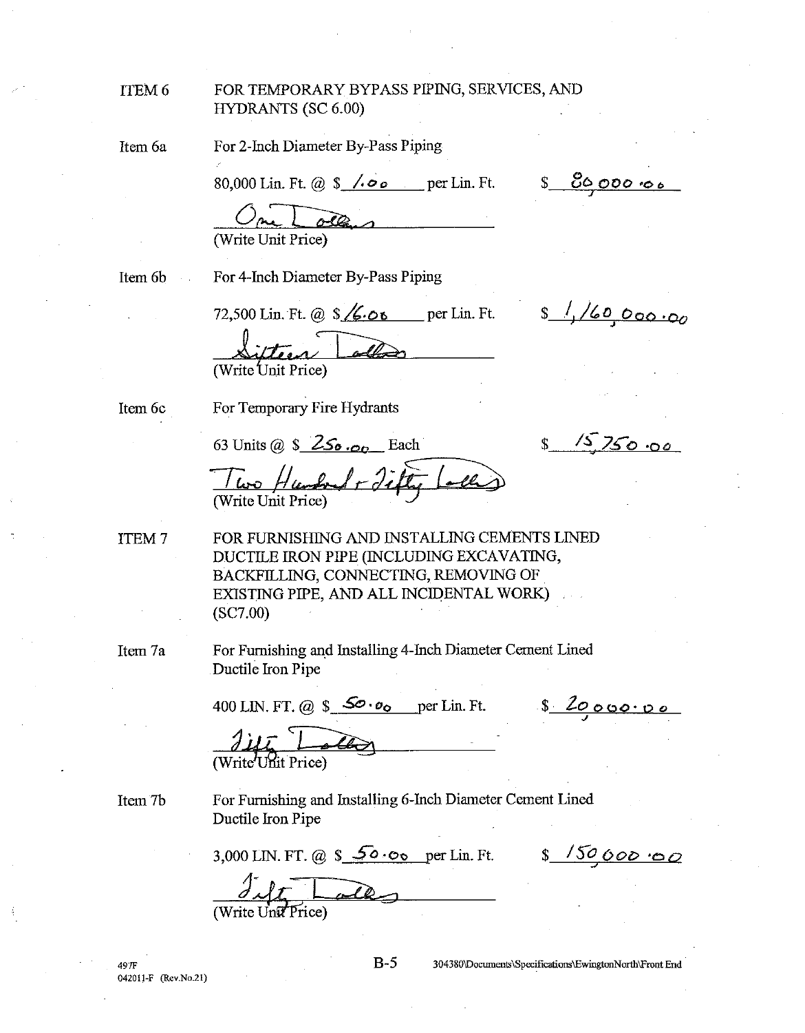ITEM 6 FOR TEMPORARY BYPASS PIPING, SERVICES, AND HYDRANTS (SC 6.00)

Item 6a For 2-Inch Diameter By-Pass Piping

80,000 Lin. Ft. @ $ 1.00 per Lin. Ft. $ 80,000.00

One Dollars
(Write Unit Price)

Item 6b For 4-Inch Diameter By-Pass Piping

72,500 Lin. Ft. @ $ 16.00 per Lin. Ft. $ 1,160,000.00

Sixteen Dollars
(Write Unit Price)

Item 6c For Temporary Fire Hydrants

63 Units @ $ 250.00 Each $ 15,750.00

Two Hundred Fifty Dollars
(Write Unit Price)

ITEM 7 FOR FURNISHING AND INSTALLING CEMENTS LINED DUCTILE IRON PIPE (INCLUDING EXCAVATING, BACKFILLING, CONNECTING, REMOVING OF EXISTING PIPE, AND ALL INCIDENTAL WORK) (SC7.00)

Item 7a For Furnishing and Installing 4-Inch Diameter Cement Lined Ductile Iron Pipe

400 LIN. FT. @ $ 50.00 per Lin. Ft. $ 20,000.00

Fifty Dollars
(Write Unit Price)

Item 7b For Furnishing and Installing 6-Inch Diameter Cement Lined Ductile Iron Pipe

3,000 LIN. FT. @ $ 50.00 per Lin. Ft. $ 150,000.00

Fifty Dollars
(Write Unit Price)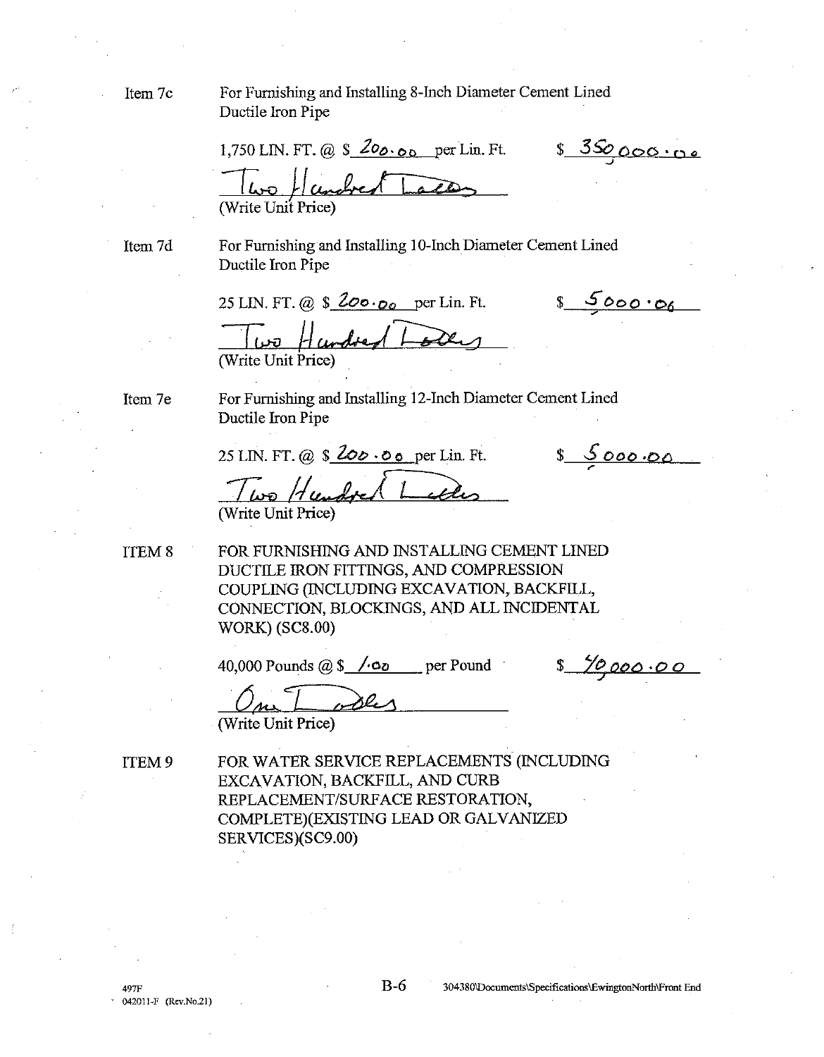Item 7c For Furnishing and Installing 8-Inch Diameter Cement Lined Ductile Iron Pipe

1,750 LIN. FT. @ $ 200.00 per Lin. Ft. $ 350,000.00

Two Hundred Dollars
(Write Unit Price)

Item 7d For Furnishing and Installing 10-Inch Diameter Cement Lined Ductile Iron Pipe

25 LIN. FT. @ $ 200.00 per Lin. Ft. $ 5,000.00

Two Hundred Dollars
(Write Unit Price)

Item 7e For Furnishing and Installing 12-Inch Diameter Cement Lined Ductile Iron Pipe

25 LIN. FT. @ $ 200.00 per Lin. Ft. $ 5,000.00

Two Hundred Dollars
(Write Unit Price)

ITEM 8 FOR FURNISHING AND INSTALLING CEMENT LINED DUCTILE IRON FITTINGS, AND COMPRESSION COUPLING (INCLUDING EXCAVATION, BACKFILL, CONNECTION, BLOCKINGS, AND ALL INCIDENTAL WORK) (SC8.00)

40,000 Pounds @ $ 1.00 per Pound $ 40,000.00

One Dollar
(Write Unit Price)

ITEM 9 FOR WATER SERVICE REPLACEMENTS (INCLUDING EXCAVATION, BACKFILL, AND CURB REPLACEMENT/SURFACE RESTORATION, COMPLETE)(EXISTING LEAD OR GALVANIZED SERVICES)(SC9.00)

497F
042011-F (Rev.No.21)

304380\Documents\Specifications\EwingtonNorth\Front End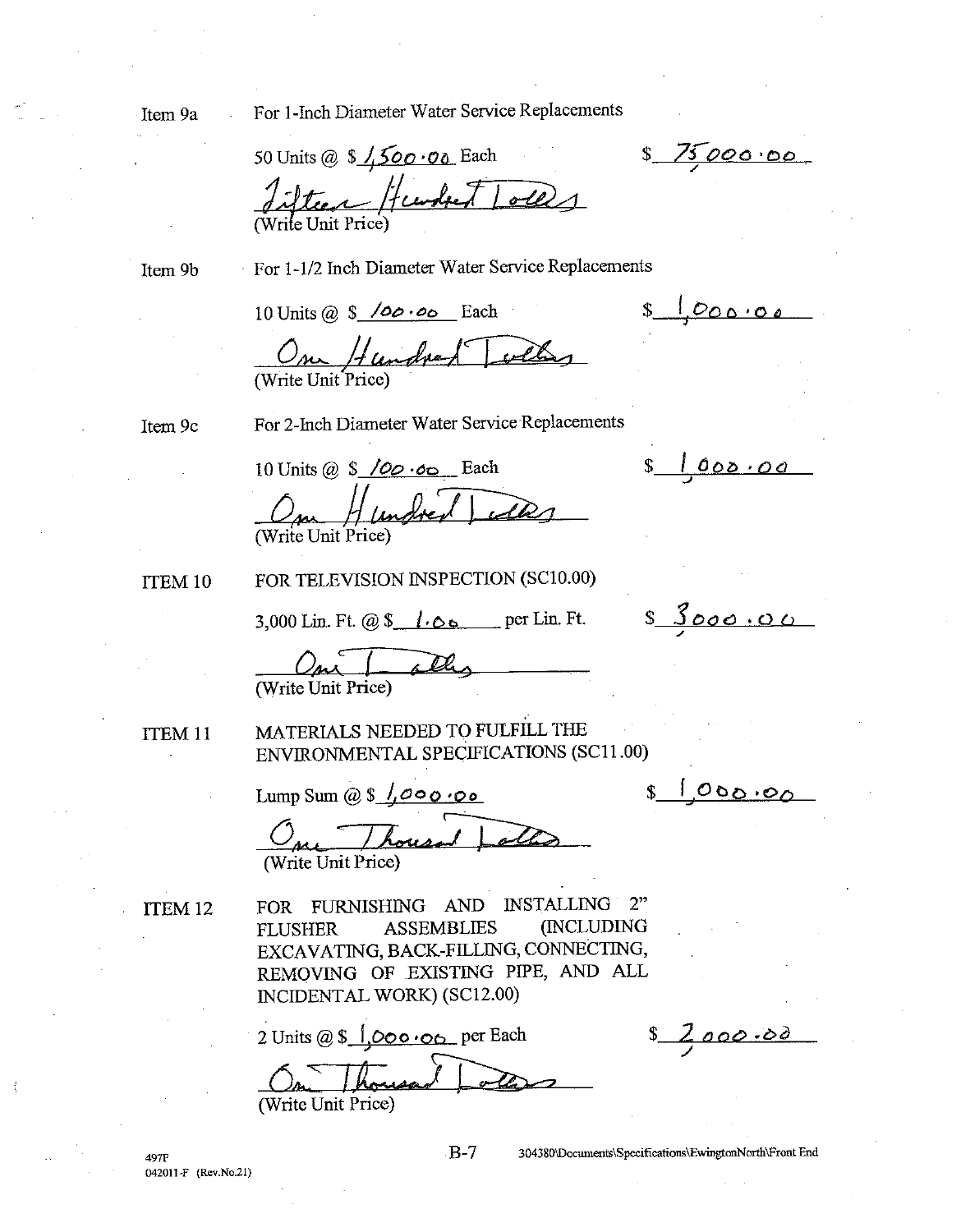Item 9a For 1-Inch Diameter Water Service Replacements

50 Units @ $ 1,500.00 Each $ 75,000.00

Fifteen Hundred Dollars
(Write Unit Price)

Item 9b For 1-1/2 Inch Diameter Water Service Replacements

10 Units @ $ 100.00 Each $ 1,000.00

One Hundred Dollars
(Write Unit Price)

Item 9c For 2-Inch Diameter Water Service Replacements

10 Units @ $ 100.00 Each $ 1,000.00

One Hundred Dollars
(Write Unit Price)

ITEM 10 FOR TELEVISION INSPECTION (SC10.00)

3,000 Lin. Ft. @ $ 1.00 per Lin. Ft. $ 3000.00

One Dollar
(Write Unit Price)

ITEM 11 MATERIALS NEEDED TO FULFILL THE ENVIRONMENTAL SPECIFICATIONS (SC11.00)

Lump Sum @ $ 1,000.00 $ 1,000.00

One Thousand Dollars
(Write Unit Price)

ITEM 12 FOR FURNISHING AND INSTALLING 2" FLUSHER ASSEMBLIES (INCLUDING EXCAVATING, BACK-FILLING, CONNECTING, REMOVING OF EXISTING PIPE, AND ALL INCIDENTAL WORK) (SC12.00)

2 Units @ $ 1,000.00 per Each $ 2,000.00

One Thousand Dollars
(Write Unit Price)

497F
042011-F (Rev.No.21)

304380\Documents\Specifications\EwingtonNorth\Front End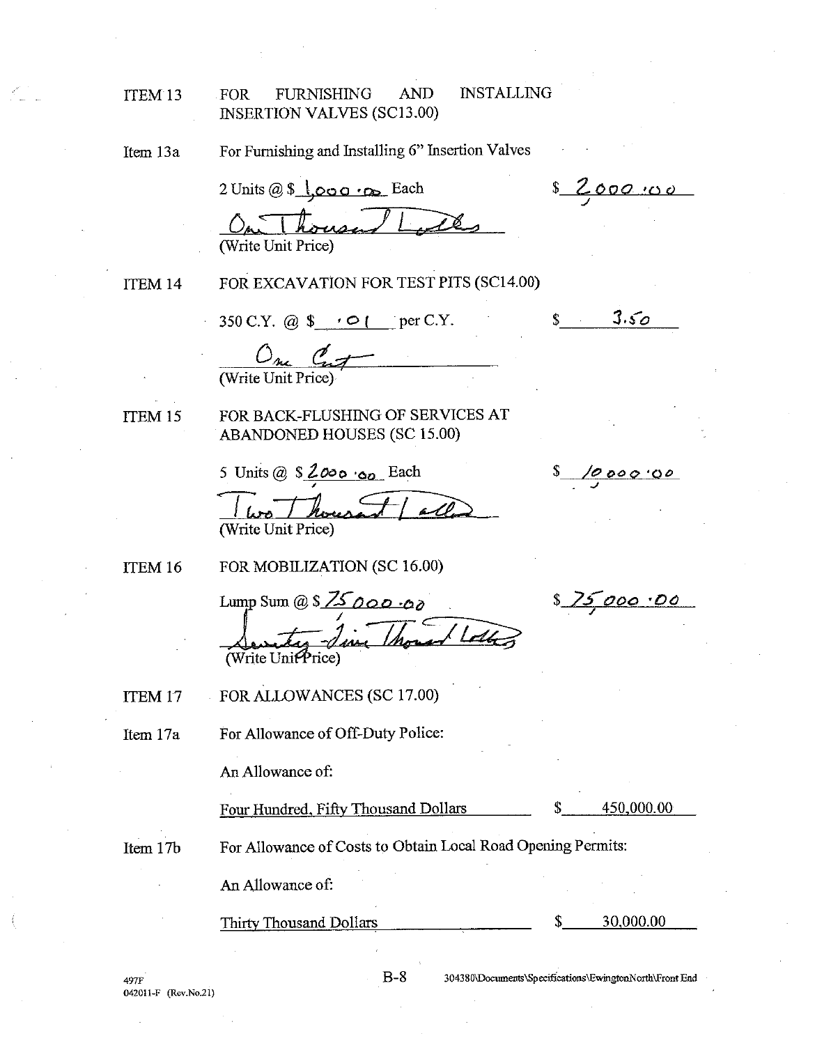ITEM 13 FOR FURNISHING AND INSTALLING INSERTION VALVES (SC13.00)

Item 13a For Furnishing and Installing 6" Insertion Valves

2 Units @ $ 1,000.00 Each $ 2000.00

One Thousand Dollars
(Write Unit Price)

ITEM 14 FOR EXCAVATION FOR TEST PITS (SC14.00)

350 C.Y. @ $ .01 per C.Y. $ 3.50

One Cent
(Write Unit Price)

ITEM 15 FOR BACK-FLUSHING OF SERVICES AT ABANDONED HOUSES (SC 15.00)

5 Units @ $ 2000.00 Each $ 10000.00

Two Thousand Dollars
(Write Unit Price)

ITEM 16 FOR MOBILIZATION (SC 16.00)

Lump Sum @ $ 75000.00 $ 75000.00

Seventy-Five Thousand Dollars
(Write Unit Price)

ITEM 17 FOR ALLOWANCES (SC 17.00)

Item 17a For Allowance of Off-Duty Police:

An Allowance of:

Four Hundred, Fifty Thousand Dollars $ 450,000.00

Item 17b For Allowance of Costs to Obtain Local Road Opening Permits:

An Allowance of:

Thirty Thousand Dollars $ 30,000.00

497F
042011-F (Rev.No.21)

B-8

304380\Documents\Specifications\EwingtonNorth\Front End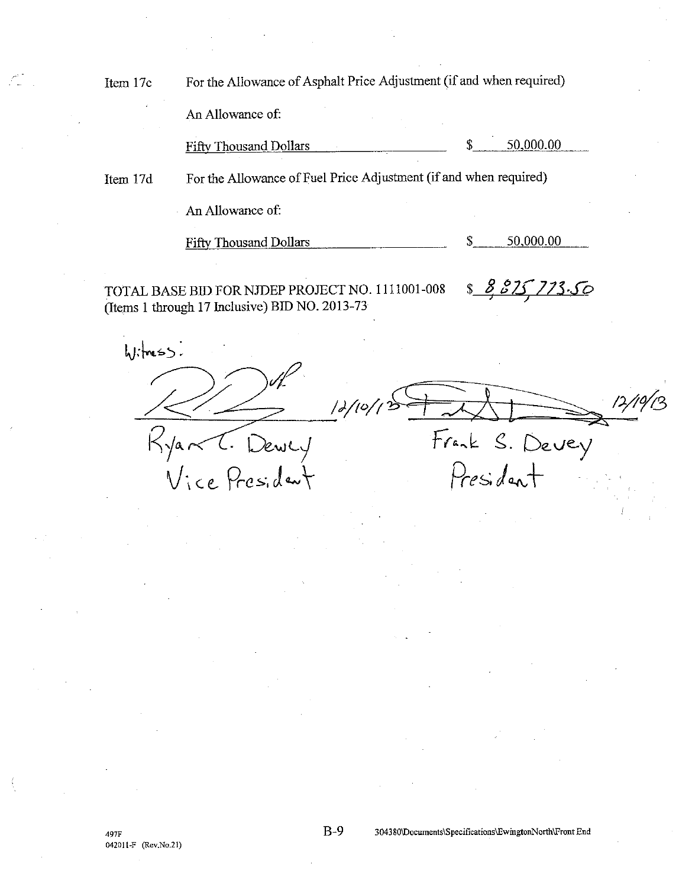Item 17c For the Allowance of Asphalt Price Adjustment (if and when required)

An Allowance of:

Fifty Thousand Dollars $ 50,000.00

Item 17d For the Allowance of Fuel Price Adjustment (if and when required)

An Allowance of:

Fifty Thousand Dollars $ 50,000.00

TOTAL BASE BID FOR NJDEP PROJECT NO. 1111001-008 (Items 1 through 17 Inclusive) BID NO. 2013-73 $ 8,875,773.50

Witness:

12/10/13

Ryan C. Dewey
Vice President

12/10/13

Frank S. Devey
President

497F
042011-F (Rev.No.21)

304380\Documents\Specifications\EwingtonNorth\Front End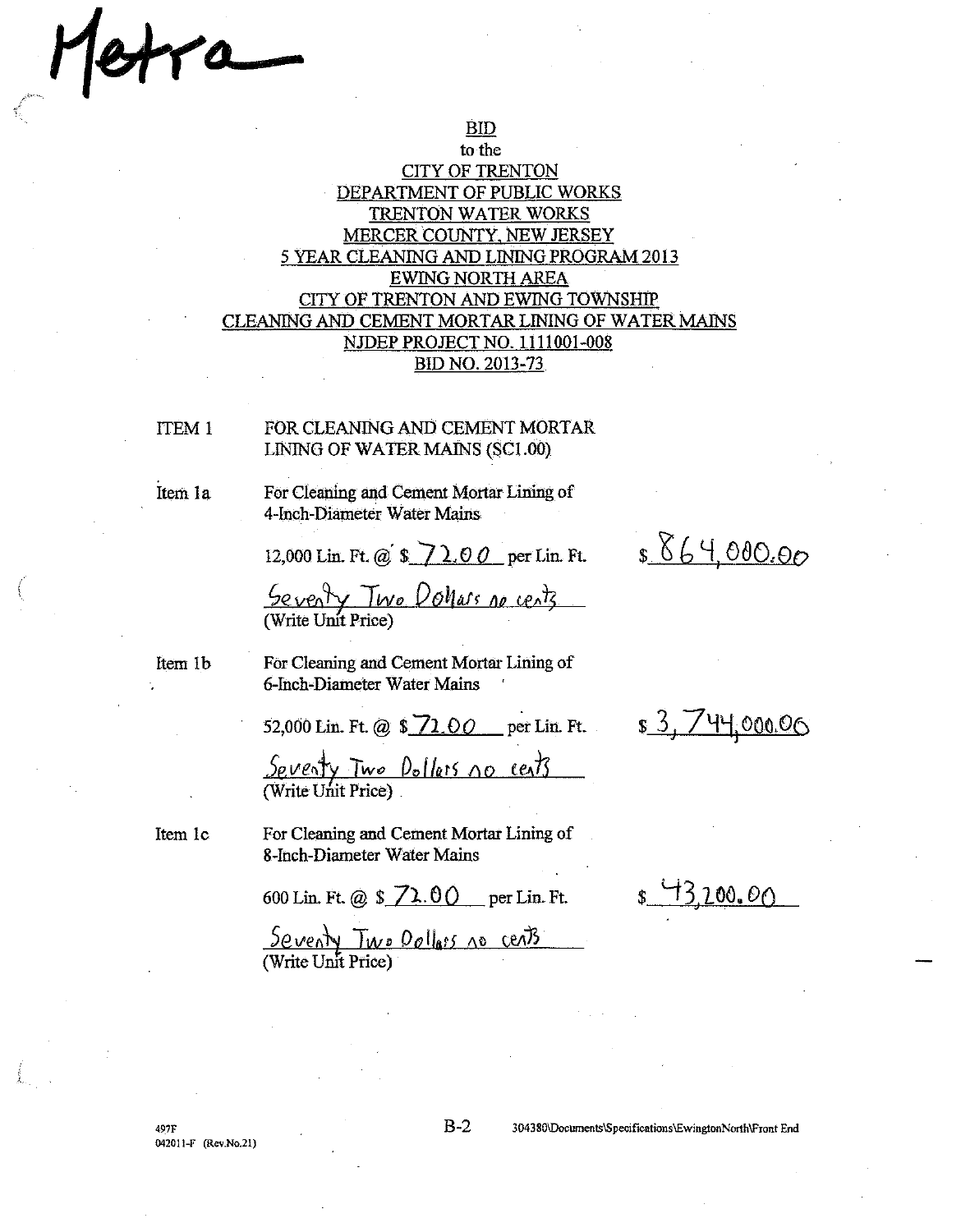Metra

**BID**
to the
**CITY OF TRENTON**
**DEPARTMENT OF PUBLIC WORKS**
**TRENTON WATER WORKS**
**MERCER COUNTY, NEW JERSEY**
**5 YEAR CLEANING AND LINING PROGRAM 2013**
**EWING NORTH AREA**
**CITY OF TRENTON AND EWING TOWNSHIP**
**CLEANING AND CEMENT MORTAR LINING OF WATER MAINS**
**NJDEP PROJECT NO. 1111001-008**
**BID NO. 2013-73**

ITEM 1 FOR CLEANING AND CEMENT MORTAR LINING OF WATER MAINS (SC1.00)

Item 1a For Cleaning and Cement Mortar Lining of 4-Inch-Diameter Water Mains

12,000 Lin. Ft. @ $ 72.00 per Lin. Ft. $ 864,000.00

Seventy Two Dollars no cents
(Write Unit Price)

Item 1b For Cleaning and Cement Mortar Lining of 6-Inch-Diameter Water Mains

52,000 Lin. Ft. @ $ 72.00 per Lin. Ft. $ 3,744,000.00

Seventy Two Dollars no cents
(Write Unit Price)

Item 1c For Cleaning and Cement Mortar Lining of 8-Inch-Diameter Water Mains

600 Lin. Ft. @ $ 72.00 per Lin. Ft. $ 43,200.00

Seventy Two Dollars no cents
(Write Unit Price)

497F
042011-F (Rev.No.21)

304380\Documents\Specifications\EwingtonNorth\Front End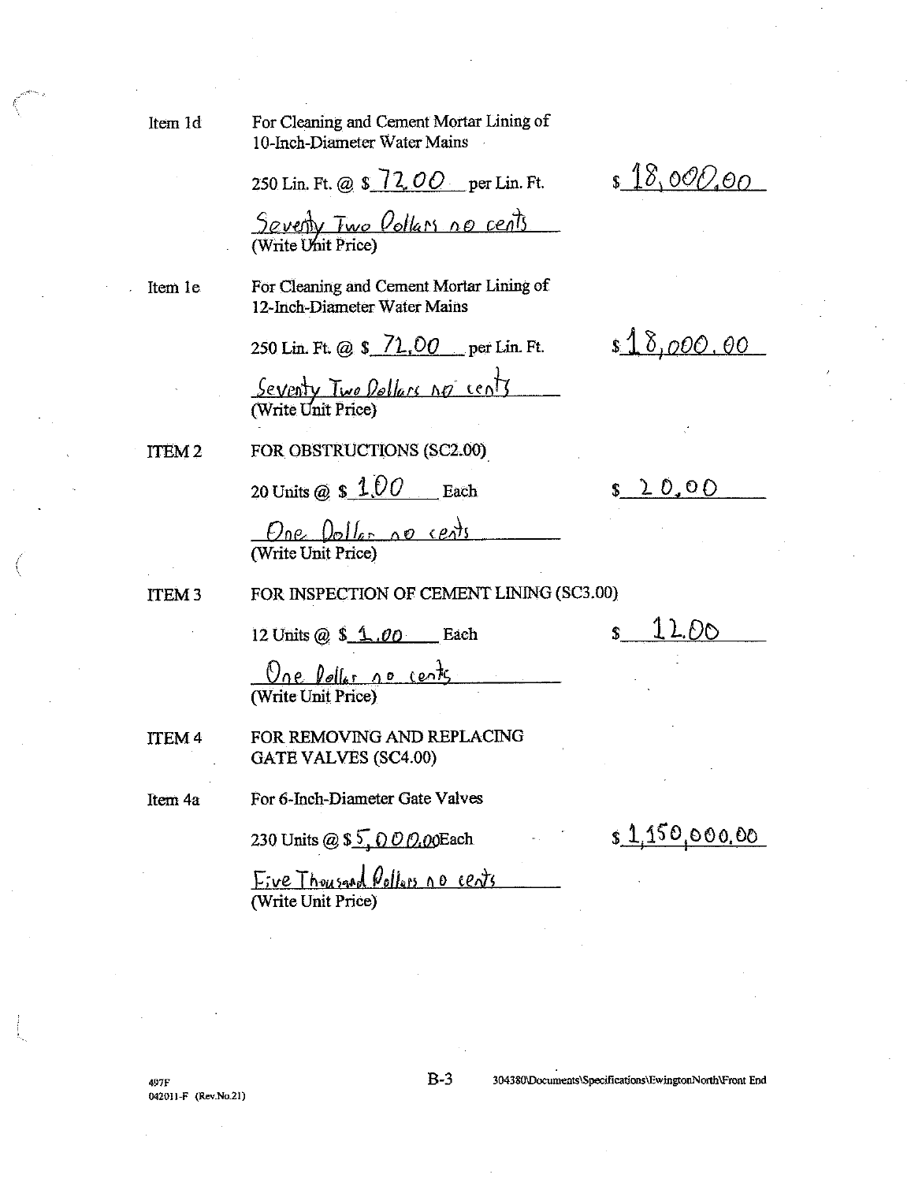Item 1d For Cleaning and Cement Mortar Lining of 10-Inch-Diameter Water Mains

250 Lin. Ft. @ $ 72.00 per Lin. Ft. $ 18,000.00

Seventy Two Dollars no cents
(Write Unit Price)

Item 1e For Cleaning and Cement Mortar Lining of 12-Inch-Diameter Water Mains

250 Lin. Ft. @ $ 72.00 per Lin. Ft. $ 18,000.00

Seventy Two Dollars no cents
(Write Unit Price)

ITEM 2 FOR OBSTRUCTIONS (SC2.00)

20 Units @ $ 1.00 Each $ 20.00

One Dollar no cents
(Write Unit Price)

ITEM 3 FOR INSPECTION OF CEMENT LINING (SC3.00)

12 Units @ $ 1.00 Each $ 12.00

One Dollar no cents
(Write Unit Price)

ITEM 4 FOR REMOVING AND REPLACING GATE VALVES (SC4.00)

Item 4a For 6-Inch-Diameter Gate Valves

230 Units @ $ 5,000.00 Each $ 1,150,000.00

Five Thousand Dollars no cents
(Write Unit Price)

497F
042011-F (Rev.No.21)

B-3

304380\Documents\Specifications\EwingtonNorth\Front End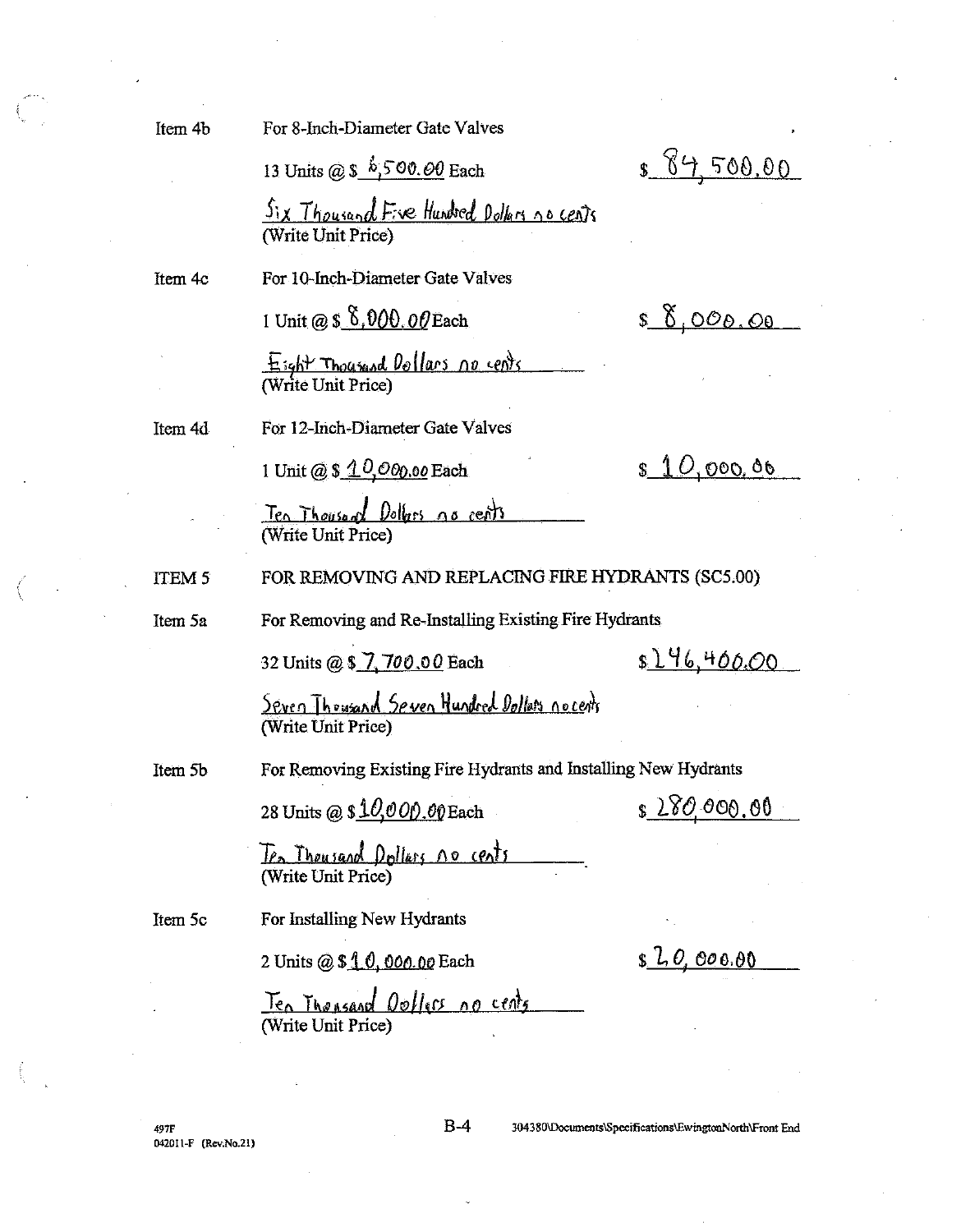Item 4b For 8-Inch-Diameter Gate Valves

13 Units @ $ 6,500.00 Each $ 84,500.00

Six Thousand Five Hundred Dollars no cents
(Write Unit Price)

Item 4c For 10-Inch-Diameter Gate Valves

1 Unit @ $ 8,000.00 Each $ 8,000.00

Eight Thousand Dollars no cents
(Write Unit Price)

Item 4d For 12-Inch-Diameter Gate Valves

1 Unit @ $ 10,000.00 Each $ 10,000.00

Ten Thousand Dollars no cents
(Write Unit Price)

ITEM 5 FOR REMOVING AND REPLACING FIRE HYDRANTS (SC5.00)

Item 5a For Removing and Re-Installing Existing Fire Hydrants

32 Units @ $ 7,700.00 Each $ 246,400.00

Seven Thousand Seven Hundred Dollars no cents
(Write Unit Price)

Item 5b For Removing Existing Fire Hydrants and Installing New Hydrants

28 Units @ $ 10,000.00 Each $ 280,000.00

Ten Thousand Dollars no cents
(Write Unit Price)

Item 5c For Installing New Hydrants

2 Units @ $ 10,000.00 Each $ 20,000.00

Ten Thousand Dollars no cents
(Write Unit Price)

497F
042011-F (Rev.No.21)

B-4

304380\Documents\Specifications\EwingtonNorth\Front End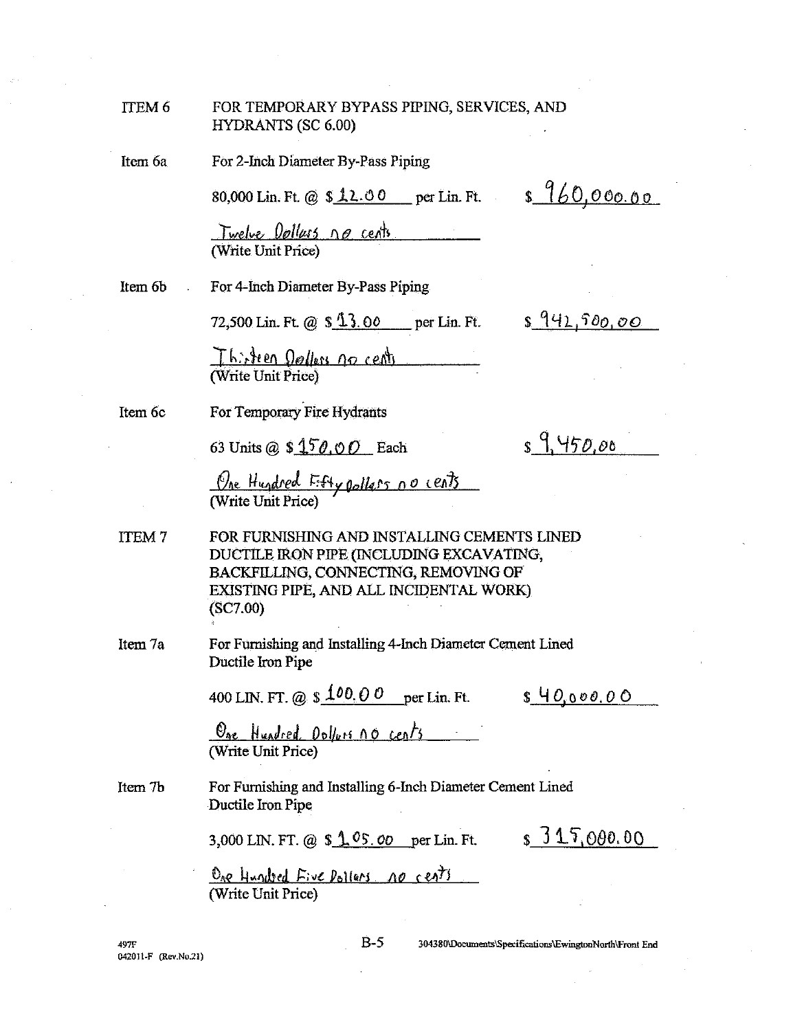ITEM 6 FOR TEMPORARY BYPASS PIPING, SERVICES, AND HYDRANTS (SC 6.00)

Item 6a For 2-Inch Diameter By-Pass Piping

80,000 Lin. Ft. @ $ 12.00 per Lin. Ft. $ 960,000.00

Twelve Dollars no cents
(Write Unit Price)

Item 6b For 4-Inch Diameter By-Pass Piping

72,500 Lin. Ft. @ $ 13.00 per Lin. Ft. $ 942,500.00

Thirteen Dollars no cents
(Write Unit Price)

Item 6c For Temporary Fire Hydrants

63 Units @ $ 150.00 Each $ 9,450.00

One Hundred Fifty Dollars no cents
(Write Unit Price)

ITEM 7 FOR FURNISHING AND INSTALLING CEMENTS LINED DUCTILE IRON PIPE (INCLUDING EXCAVATING, BACKFILLING, CONNECTING, REMOVING OF EXISTING PIPE, AND ALL INCIDENTAL WORK) (SC7.00)

Item 7a For Furnishing and Installing 4-Inch Diameter Cement Lined Ductile Iron Pipe

400 LIN. FT. @ $ 100.00 per Lin. Ft. $ 40,000.00

One Hundred Dollars no cents
(Write Unit Price)

Item 7b For Furnishing and Installing 6-Inch Diameter Cement Lined Ductile Iron Pipe

3,000 LIN. FT. @ $ 105.00 per Lin. Ft. $ 315,000.00

One Hundred Five Dollars no cents
(Write Unit Price)

497F
042011-F (Rev.No.21)

304380\Documents\Specifications\EwingtonNorth\Front End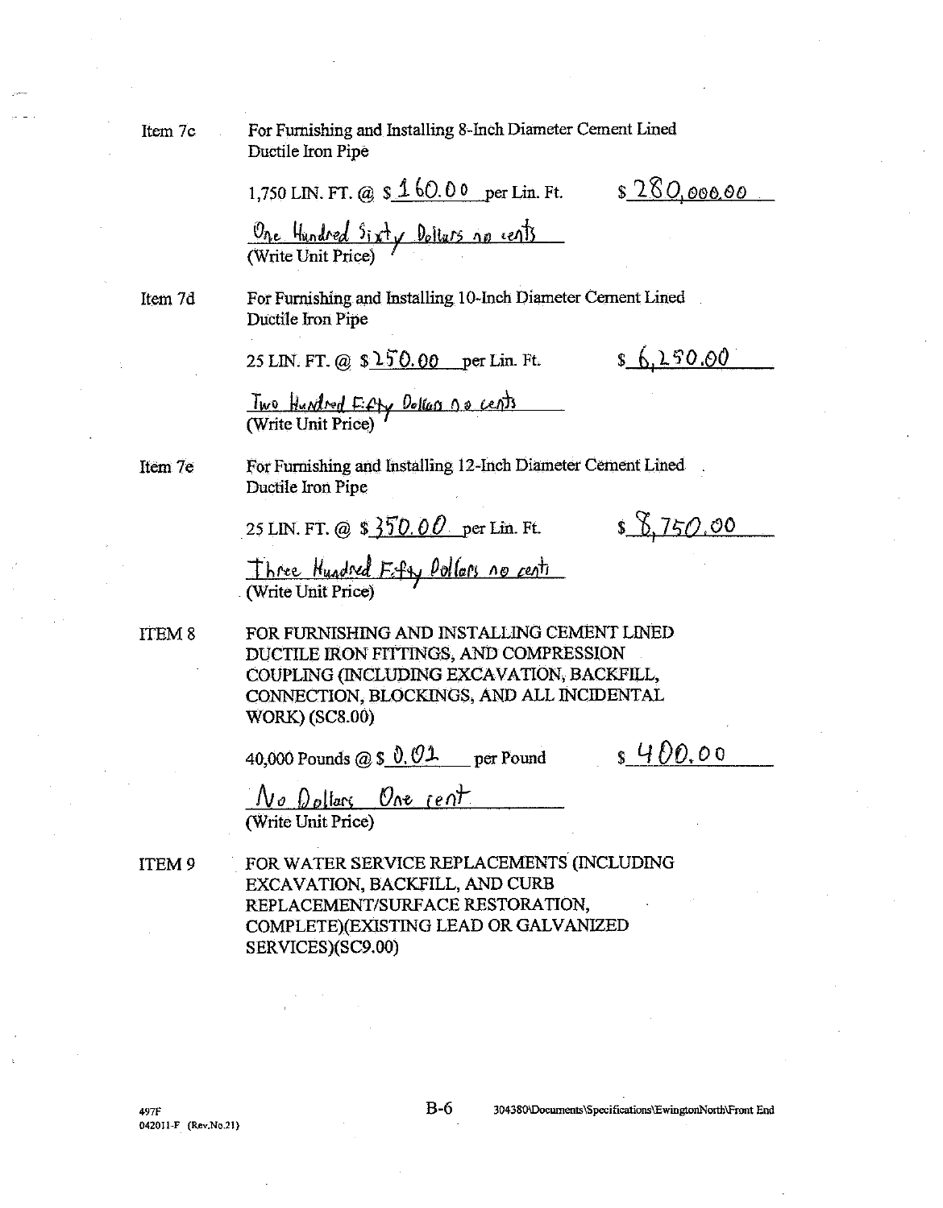Item 7c For Furnishing and Installing 8-Inch Diameter Cement Lined Ductile Iron Pipe

1,750 LIN. FT. @ $ 160.00 per Lin. Ft. $ 280,000.00

One Hundred Sixty Dollars no cents
(Write Unit Price)

Item 7d For Furnishing and Installing 10-Inch Diameter Cement Lined Ductile Iron Pipe

25 LIN. FT. @ $ 250.00 per Lin. Ft. $ 6,250.00

Two Hundred Fifty Dollars no cents
(Write Unit Price)

Item 7e For Furnishing and Installing 12-Inch Diameter Cement Lined Ductile Iron Pipe

25 LIN. FT. @ $ 350.00 per Lin. Ft. $ 8,750.00

Three Hundred Fifty Dollars no cents
(Write Unit Price)

ITEM 8 FOR FURNISHING AND INSTALLING CEMENT LINED DUCTILE IRON FITTINGS, AND COMPRESSION COUPLING (INCLUDING EXCAVATION, BACKFILL, CONNECTION, BLOCKINGS, AND ALL INCIDENTAL WORK) (SC8.00)

40,000 Pounds @ $ 0.01 per Pound $ 400.00

No Dollars One cent
(Write Unit Price)

ITEM 9 FOR WATER SERVICE REPLACEMENTS (INCLUDING EXCAVATION, BACKFILL, AND CURB REPLACEMENT/SURFACE RESTORATION, COMPLETE)(EXISTING LEAD OR GALVANIZED SERVICES)(SC9.00)

497F
042011-F (Rev.No.21)

304380\Documents\Specifications\EwingtonNorth\Front End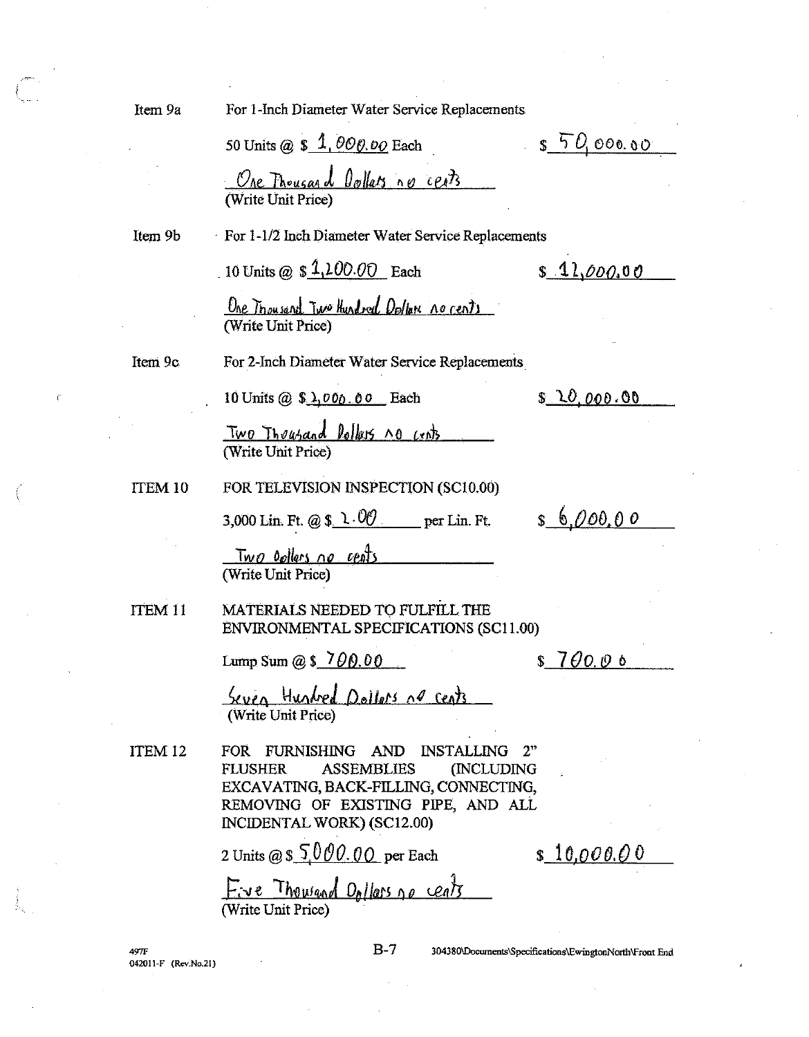Item 9a For 1-Inch Diameter Water Service Replacements

50 Units @ $ 1,000.00 Each $ 50,000.00

One Thousand Dollars no cents
(Write Unit Price)

Item 9b For 1-1/2 Inch Diameter Water Service Replacements

10 Units @ $ 1,200.00 Each $ 12,000.00

One Thousand Two Hundred Dollars no cents
(Write Unit Price)

Item 9c For 2-Inch Diameter Water Service Replacements

10 Units @ $ 2,000.00 Each $ 20,000.00

Two Thousand Dollars no cents
(Write Unit Price)

ITEM 10 FOR TELEVISION INSPECTION (SC10.00)

3,000 Lin. Ft. @ $ 2.00 per Lin. Ft. $ 6,000.00

Two Dollars no cents
(Write Unit Price)

ITEM 11 MATERIALS NEEDED TO FULFILL THE ENVIRONMENTAL SPECIFICATIONS (SC11.00)

Lump Sum @ $ 700.00 $ 700.00

Seven Hundred Dollars no cents
(Write Unit Price)

ITEM 12 FOR FURNISHING AND INSTALLING 2" FLUSHER ASSEMBLIES (INCLUDING EXCAVATING, BACK-FILLING, CONNECTING, REMOVING OF EXISTING PIPE, AND ALL INCIDENTAL WORK) (SC12.00)

2 Units @ $ 5000.00 per Each $ 10,000.00

Five Thousand Dollars no cents
(Write Unit Price)

497F
042011-F (Rev.No.21)

B-7 304380\Documents\Specifications\EwingtonNorth\Front End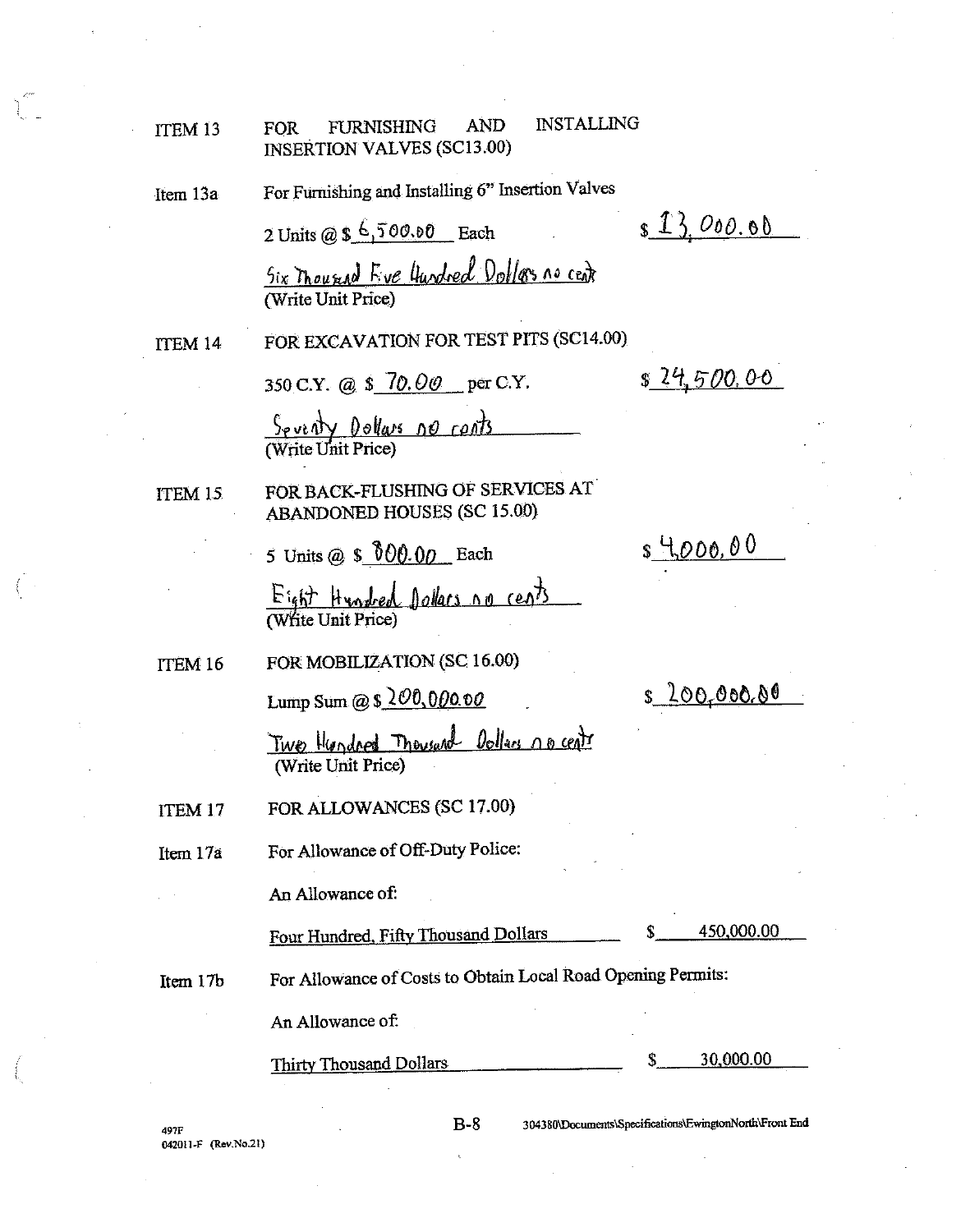ITEM 13 FOR FURNISHING AND INSTALLING INSERTION VALVES (SC13.00)

Item 13a For Furnishing and Installing 6" Insertion Valves

2 Units @ $ 6,500.00 Each $ 13,000.00

Six Thousand Five Hundred Dollars no cents
(Write Unit Price)

ITEM 14 FOR EXCAVATION FOR TEST PITS (SC14.00)

350 C.Y. @ $ 70.00 per C.Y. $ 24,500.00

Seventy Dollars no cents
(Write Unit Price)

ITEM 15 FOR BACK-FLUSHING OF SERVICES AT ABANDONED HOUSES (SC 15.00)

5 Units @ $ 800.00 Each $ 4,000.00

Eight Hundred Dollars no cents
(Write Unit Price)

ITEM 16 FOR MOBILIZATION (SC 16.00)

Lump Sum @ $ 200,000.00 $ 200,000.00

Two Hundred Thousand Dollars no cents
(Write Unit Price)

ITEM 17 FOR ALLOWANCES (SC 17.00)

Item 17a For Allowance of Off-Duty Police:

An Allowance of:

Four Hundred, Fifty Thousand Dollars $ 450,000.00

Item 17b For Allowance of Costs to Obtain Local Road Opening Permits:

An Allowance of:

Thirty Thousand Dollars $ 30,000.00

497F
042011-F (Rev.No.21)

B-8 304380\Documents\Specifications\EwingtonNorth\Front End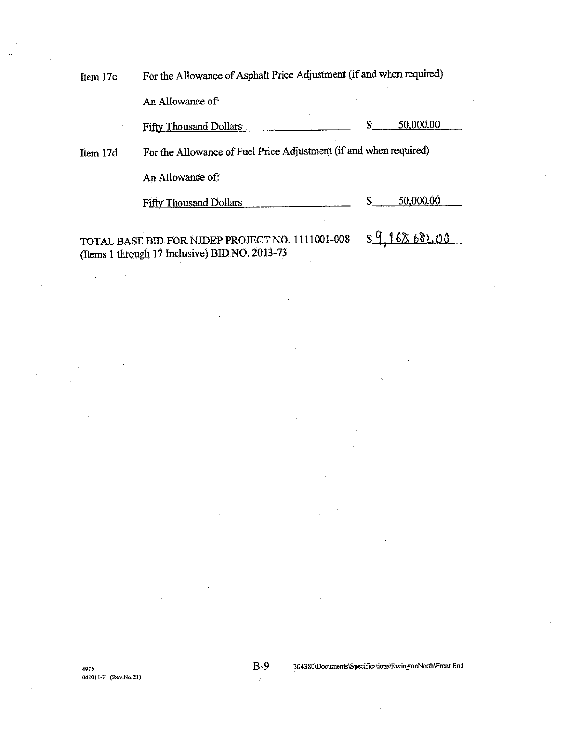Item 17c For the Allowance of Asphalt Price Adjustment (if and when required)

An Allowance of:

Fifty Thousand Dollars $ 50,000.00

Item 17d For the Allowance of Fuel Price Adjustment (if and when required)

An Allowance of:

Fifty Thousand Dollars $ 50,000.00

TOTAL BASE BID FOR NJDEP PROJECT NO. 1111001-008 (Items 1 through 17 Inclusive) BID NO. 2013-73 $ 9,968,682.00

497F
042011-F (Rev.No.21)

304380\Documents\Specifications\EwingtonNorth\Front End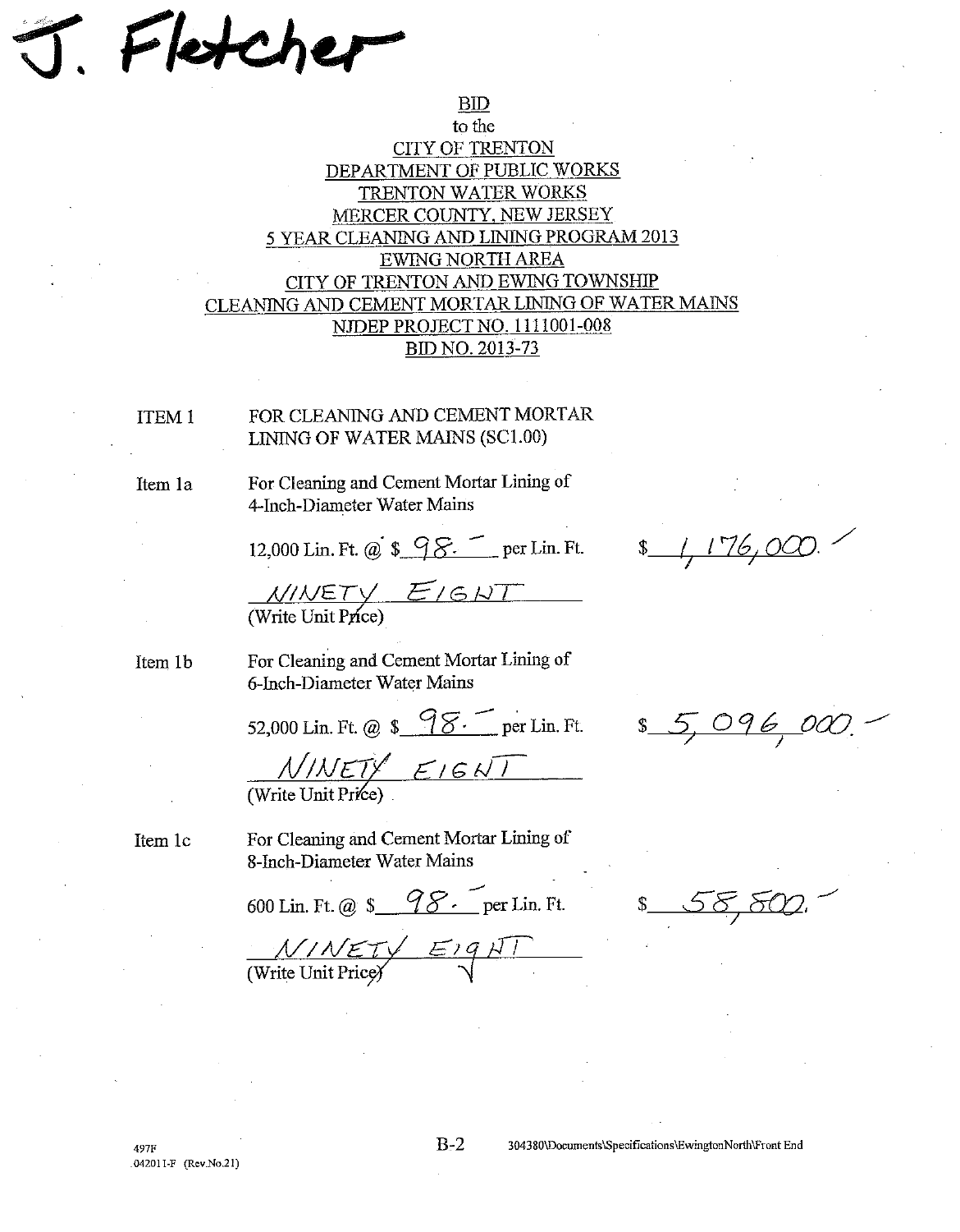J. Fletcher

**BID**
to the
**CITY OF TRENTON**
**DEPARTMENT OF PUBLIC WORKS**
**TRENTON WATER WORKS**
**MERCER COUNTY, NEW JERSEY**
**5 YEAR CLEANING AND LINING PROGRAM 2013**
**EWING NORTH AREA**
**CITY OF TRENTON AND EWING TOWNSHIP**
**CLEANING AND CEMENT MORTAR LINING OF WATER MAINS**
**NJDEP PROJECT NO. 1111001-008**
**BID NO. 2013-73**

ITEM 1 FOR CLEANING AND CEMENT MORTAR LINING OF WATER MAINS (SC1.00)

Item 1a For Cleaning and Cement Mortar Lining of 4-Inch-Diameter Water Mains

12,000 Lin. Ft. @ $ 98.— per Lin. Ft. $ 1,176,000.

NINETY EIGHT
(Write Unit Price)

Item 1b For Cleaning and Cement Mortar Lining of 6-Inch-Diameter Water Mains

52,000 Lin. Ft. @ $ 98.— per Lin. Ft. $ 5,096,000.—

NINETY EIGHT
(Write Unit Price)

Item 1c For Cleaning and Cement Mortar Lining of 8-Inch-Diameter Water Mains

600 Lin. Ft. @ $ 98.— per Lin. Ft. $ 58,800.—

NINETY EIGHT
(Write Unit Price)

497F
042011-F (Rev.No.21)

B-2

304380\Documents\Specifications\EwingtonNorth\Front End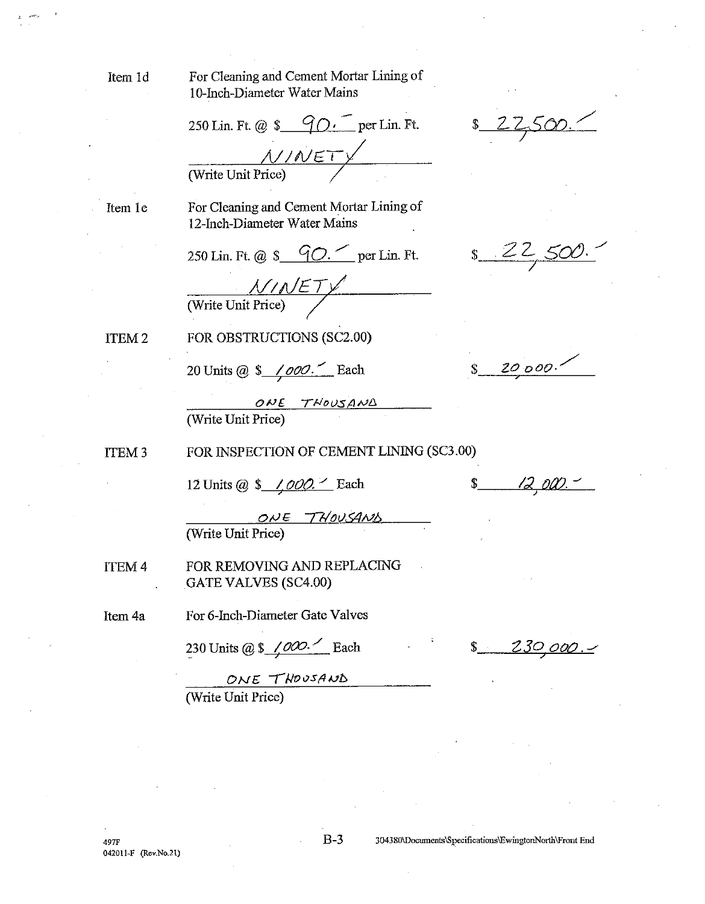Item 1d — For Cleaning and Cement Mortar Lining of 10-Inch-Diameter Water Mains

250 Lin. Ft. @ $ 90.– per Lin. Ft. — $ 22,500.–

NINETY
(Write Unit Price)

Item 1e — For Cleaning and Cement Mortar Lining of 12-Inch-Diameter Water Mains

250 Lin. Ft. @ $ 90.– per Lin. Ft. — $ 22,500.–

NINETY
(Write Unit Price)

ITEM 2 — FOR OBSTRUCTIONS (SC2.00)

20 Units @ $ 1,000.– Each — $ 20,000.–

ONE THOUSAND
(Write Unit Price)

ITEM 3 — FOR INSPECTION OF CEMENT LINING (SC3.00)

12 Units @ $ 1,000.– Each — $ 12,000.–

ONE THOUSAND
(Write Unit Price)

ITEM 4 — FOR REMOVING AND REPLACING GATE VALVES (SC4.00)

Item 4a — For 6-Inch-Diameter Gate Valves

230 Units @ $ 1,000.– Each — $ 230,000.–

ONE THOUSAND
(Write Unit Price)

497F
042011-F (Rev.No.21)

304380\Documents\Specifications\EwingtonNorth\Front End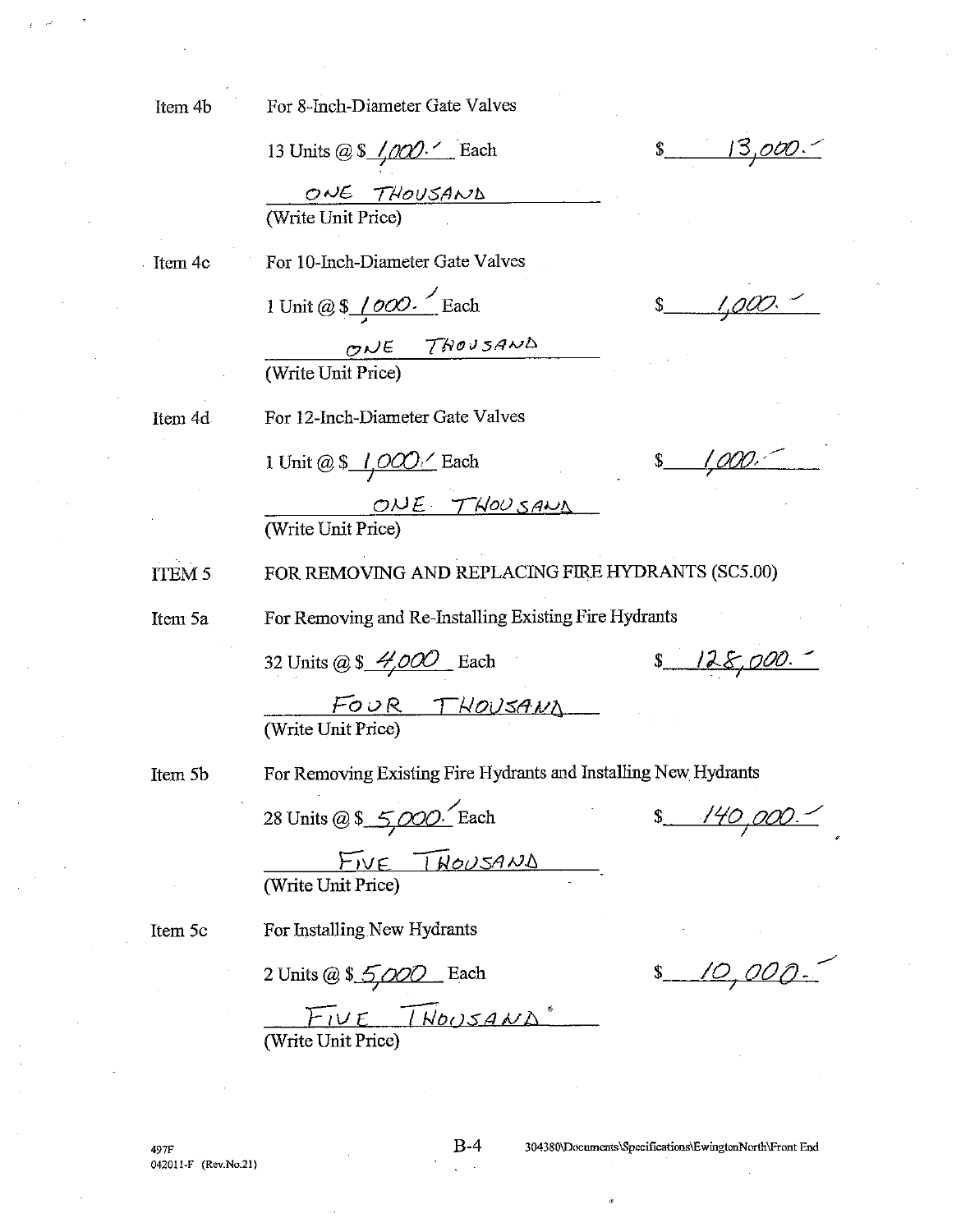Item 4b For 8-Inch-Diameter Gate Valves

13 Units @ $ 1,000.- Each $ 13,000.-

ONE THOUSAND
(Write Unit Price)

Item 4c For 10-Inch-Diameter Gate Valves

1 Unit @ $ 1000.- Each $ 1,000.-

ONE THOUSAND
(Write Unit Price)

Item 4d For 12-Inch-Diameter Gate Valves

1 Unit @ $ 1,000.- Each $ 1,000.-

ONE THOUSAND
(Write Unit Price)

ITEM 5 FOR REMOVING AND REPLACING FIRE HYDRANTS (SC5.00)

Item 5a For Removing and Re-Installing Existing Fire Hydrants

32 Units @ $ 4,000 Each $ 128,000.-

FOUR THOUSAND
(Write Unit Price)

Item 5b For Removing Existing Fire Hydrants and Installing New Hydrants

28 Units @ $ 5,000.- Each $ 140,000.-

FIVE THOUSAND
(Write Unit Price)

Item 5c For Installing New Hydrants

2 Units @ $ 5,000 Each $ 10,000.-

FIVE THOUSAND
(Write Unit Price)

497F
042011-F (Rev.No.21)

B-4

304380\Documents\Specifications\EwingtonNorth\Front End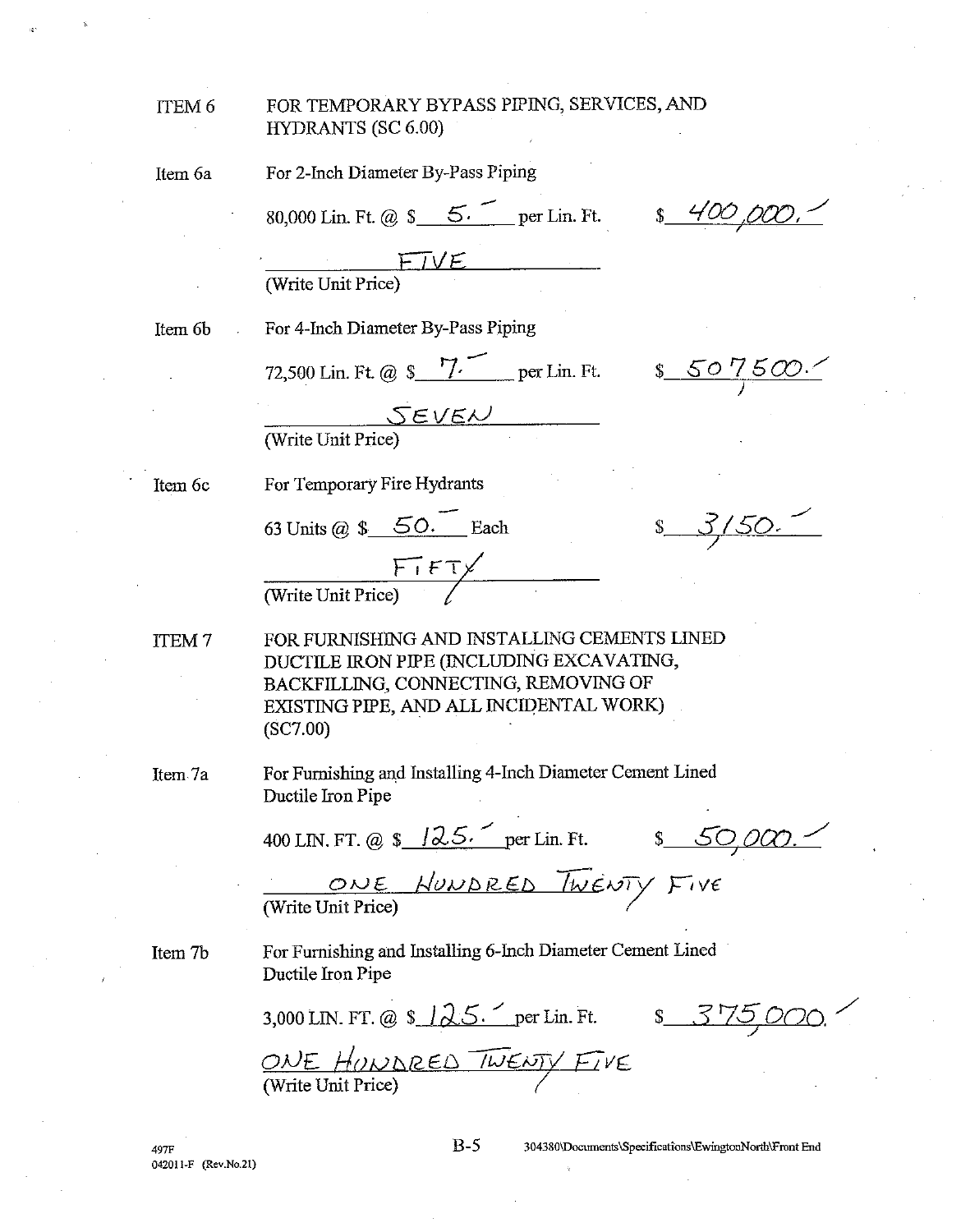ITEM 6 FOR TEMPORARY BYPASS PIPING, SERVICES, AND HYDRANTS (SC 6.00)

Item 6a For 2-Inch Diameter By-Pass Piping

80,000 Lin. Ft. @ $ 5.– per Lin. Ft. $ 400,000.–

FIVE
(Write Unit Price)

Item 6b For 4-Inch Diameter By-Pass Piping

72,500 Lin. Ft. @ $ 7.– per Lin. Ft. $ 507500.–

SEVEN
(Write Unit Price)

Item 6c For Temporary Fire Hydrants

63 Units @ $ 50.– Each $ 3150.–

FIFTY
(Write Unit Price)

ITEM 7 FOR FURNISHING AND INSTALLING CEMENTS LINED DUCTILE IRON PIPE (INCLUDING EXCAVATING, BACKFILLING, CONNECTING, REMOVING OF EXISTING PIPE, AND ALL INCIDENTAL WORK) (SC7.00)

Item 7a For Furnishing and Installing 4-Inch Diameter Cement Lined Ductile Iron Pipe

400 LIN. FT. @ $ 125.– per Lin. Ft. $ 50,000.–

ONE HUNDRED TWENTY FIVE
(Write Unit Price)

Item 7b For Furnishing and Installing 6-Inch Diameter Cement Lined Ductile Iron Pipe

3,000 LIN. FT. @ $ 125.– per Lin. Ft. $ 375,000.–

ONE HUNDRED TWENTY FIVE
(Write Unit Price)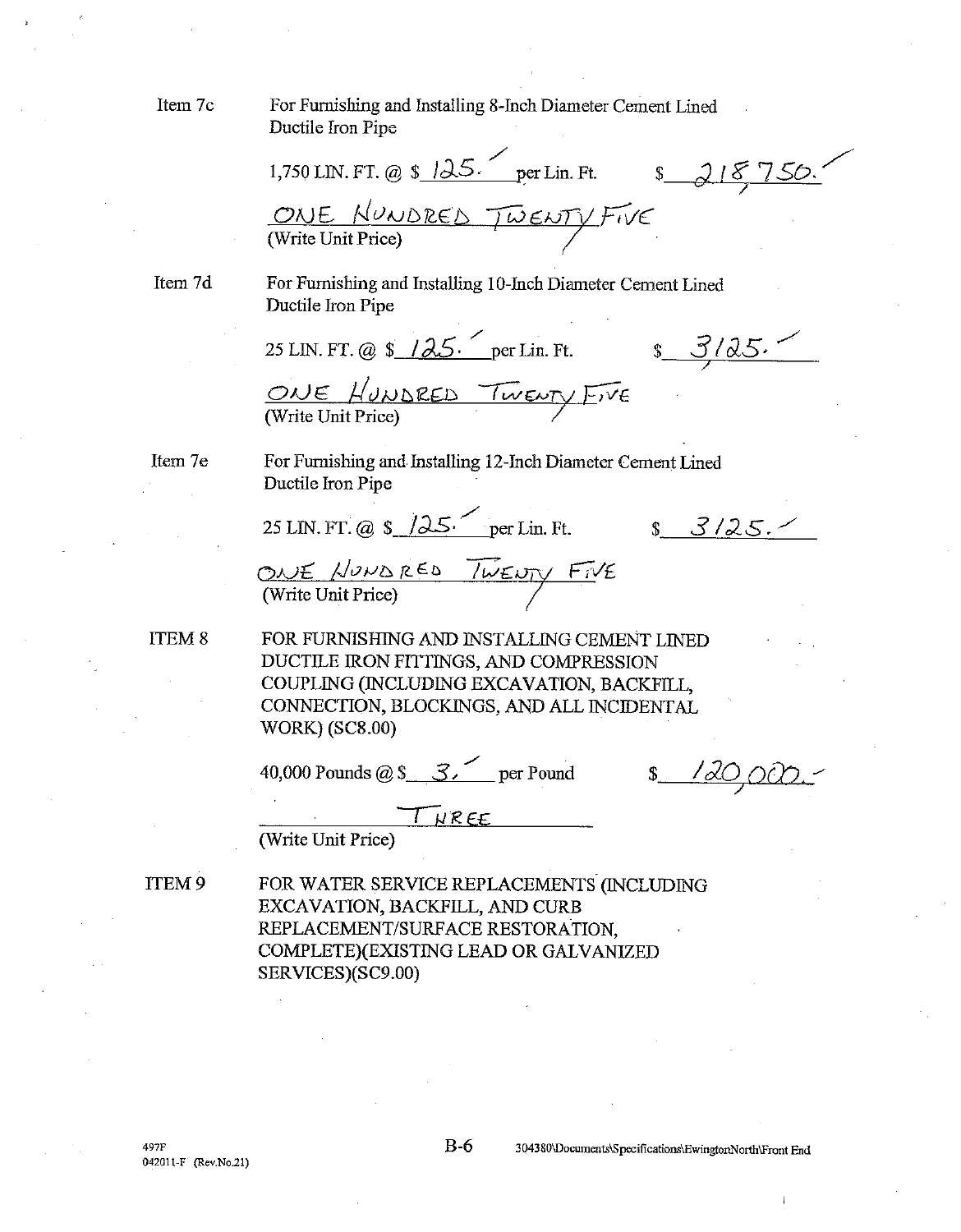**Item 7c** For Furnishing and Installing 8-Inch Diameter Cement Lined Ductile Iron Pipe

1,750 LIN. FT. @ $ 125. per Lin. Ft. $ 218,750.

ONE HUNDRED TWENTY FIVE
(Write Unit Price)

**Item 7d** For Furnishing and Installing 10-Inch Diameter Cement Lined Ductile Iron Pipe

25 LIN. FT. @ $ 125. per Lin. Ft. $ 3125.

ONE HUNDRED TWENTY FIVE
(Write Unit Price)

**Item 7e** For Furnishing and Installing 12-Inch Diameter Cement Lined Ductile Iron Pipe

25 LIN. FT. @ $ 125. per Lin. Ft. $ 3125.

ONE HUNDRED TWENTY FIVE
(Write Unit Price)

**ITEM 8** FOR FURNISHING AND INSTALLING CEMENT LINED DUCTILE IRON FITTINGS, AND COMPRESSION COUPLING (INCLUDING EXCAVATION, BACKFILL, CONNECTION, BLOCKINGS, AND ALL INCIDENTAL WORK) (SC8.00)

40,000 Pounds @ $ 3. per Pound $ 120,000.

THREE
(Write Unit Price)

**ITEM 9** FOR WATER SERVICE REPLACEMENTS (INCLUDING EXCAVATION, BACKFILL, AND CURB REPLACEMENT/SURFACE RESTORATION, COMPLETE)(EXISTING LEAD OR GALVANIZED SERVICES)(SC9.00)

497F
042011-F (Rev.No.21)

304380\Documents\Specifications\EwingtonNorth\Front End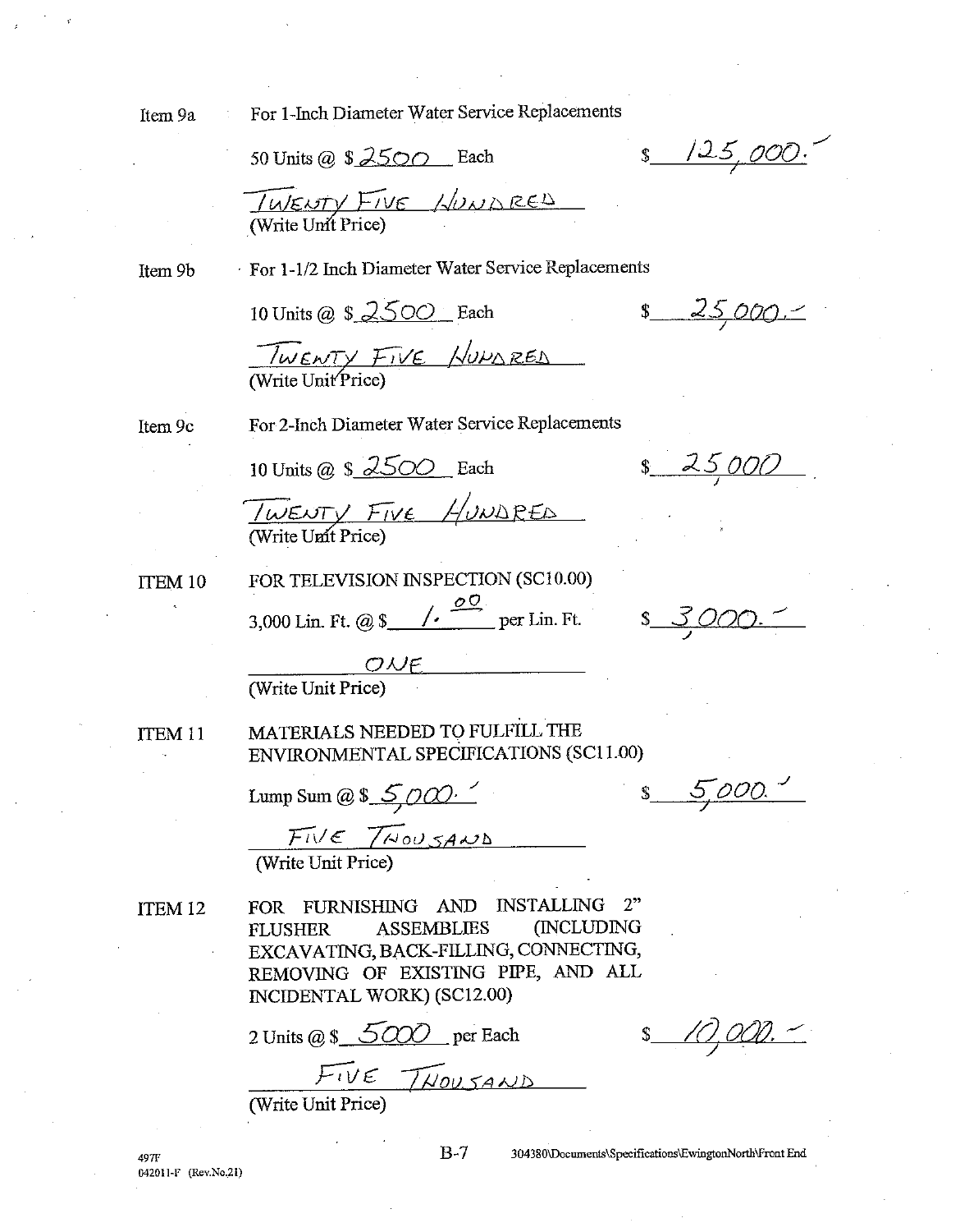Item 9a For 1-Inch Diameter Water Service Replacements

50 Units @ $ 2500 Each $ 125,000.

TWENTY FIVE HUNDRED
(Write Unit Price)

Item 9b For 1-1/2 Inch Diameter Water Service Replacements

10 Units @ $ 2500 Each $ 25,000.

TWENTY FIVE HUNDRED
(Write Unit Price)

Item 9c For 2-Inch Diameter Water Service Replacements

10 Units @ $ 2500 Each $ 25,000

TWENTY FIVE HUNDRED
(Write Unit Price)

ITEM 10 FOR TELEVISION INSPECTION (SC10.00)

3,000 Lin. Ft. @ $ 1.00 per Lin. Ft. $ 3,000.

ONE
(Write Unit Price)

ITEM 11 MATERIALS NEEDED TO FULFILL THE ENVIRONMENTAL SPECIFICATIONS (SC11.00)

Lump Sum @ $ 5,000. $ 5,000.

FIVE THOUSAND
(Write Unit Price)

ITEM 12 FOR FURNISHING AND INSTALLING 2" FLUSHER ASSEMBLIES (INCLUDING EXCAVATING, BACK-FILLING, CONNECTING, REMOVING OF EXISTING PIPE, AND ALL INCIDENTAL WORK) (SC12.00)

2 Units @ $ 5000 per Each $ 10,000.

FIVE THOUSAND
(Write Unit Price)

497F
042011-F (Rev.No.21)

304380\Documents\Specifications\EwingtonNorth\Front End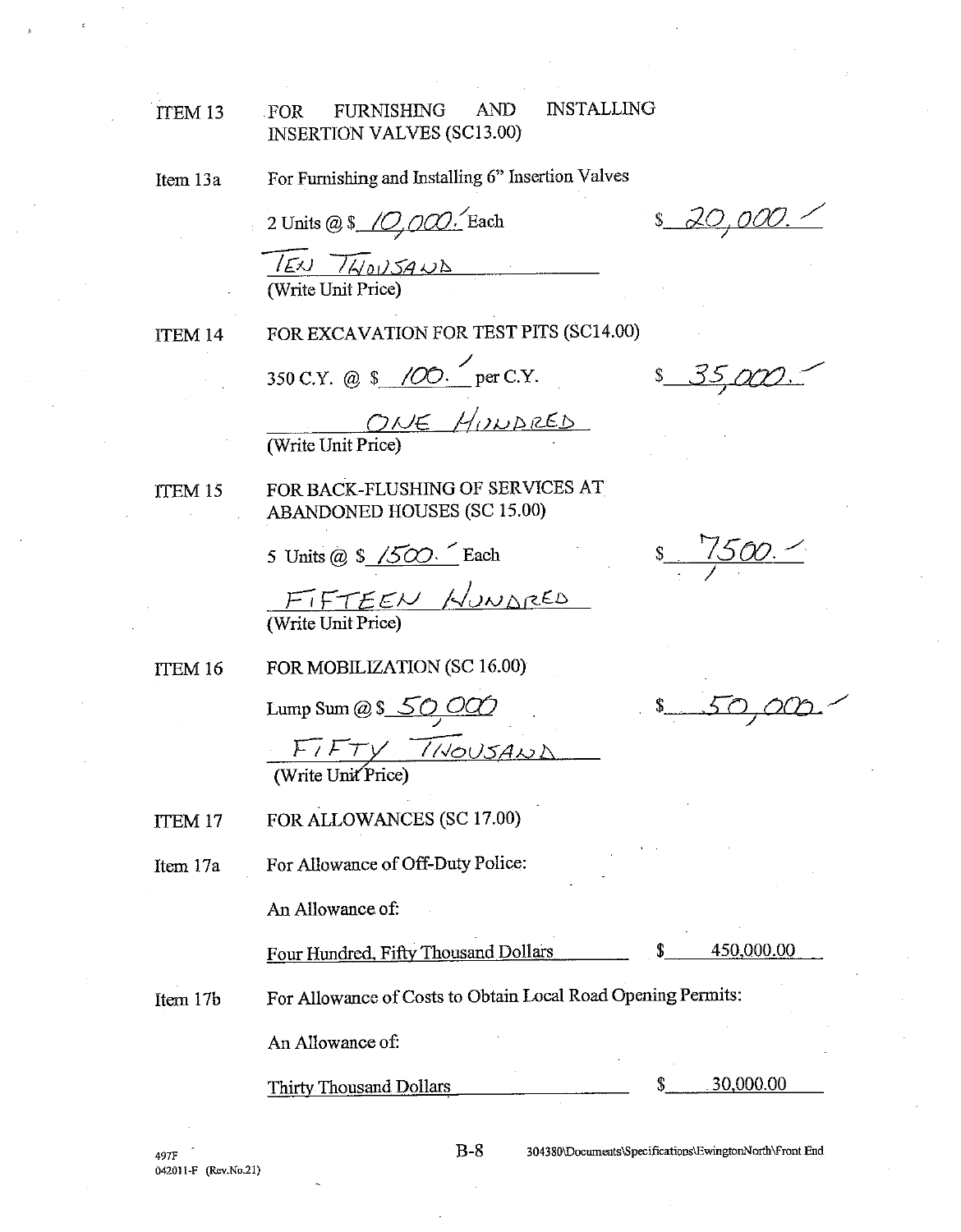ITEM 13 FOR FURNISHING AND INSTALLING INSERTION VALVES (SC13.00)

Item 13a For Furnishing and Installing 6" Insertion Valves

2 Units @ $ 10,000.- Each $ 20,000.-

TEN THOUSAND
(Write Unit Price)

ITEM 14 FOR EXCAVATION FOR TEST PITS (SC14.00)

350 C.Y. @ $ 100.- per C.Y. $ 35,000.-

ONE HUNDRED
(Write Unit Price)

ITEM 15 FOR BACK-FLUSHING OF SERVICES AT ABANDONED HOUSES (SC 15.00)

5 Units @ $ 1500.- Each $ 7500.-

FIFTEEN HUNDRED
(Write Unit Price)

ITEM 16 FOR MOBILIZATION (SC 16.00)

Lump Sum @ $ 50,000 $ 50,000.-

FIFTY THOUSAND
(Write Unit Price)

ITEM 17 FOR ALLOWANCES (SC 17.00)

Item 17a For Allowance of Off-Duty Police:

An Allowance of:

Four Hundred, Fifty Thousand Dollars $ 450,000.00

Item 17b For Allowance of Costs to Obtain Local Road Opening Permits:

An Allowance of:

Thirty Thousand Dollars $ 30,000.00

497F
042011-F (Rev.No.21)

B-8 304380\Documents\Specifications\EwingtonNorth\Front End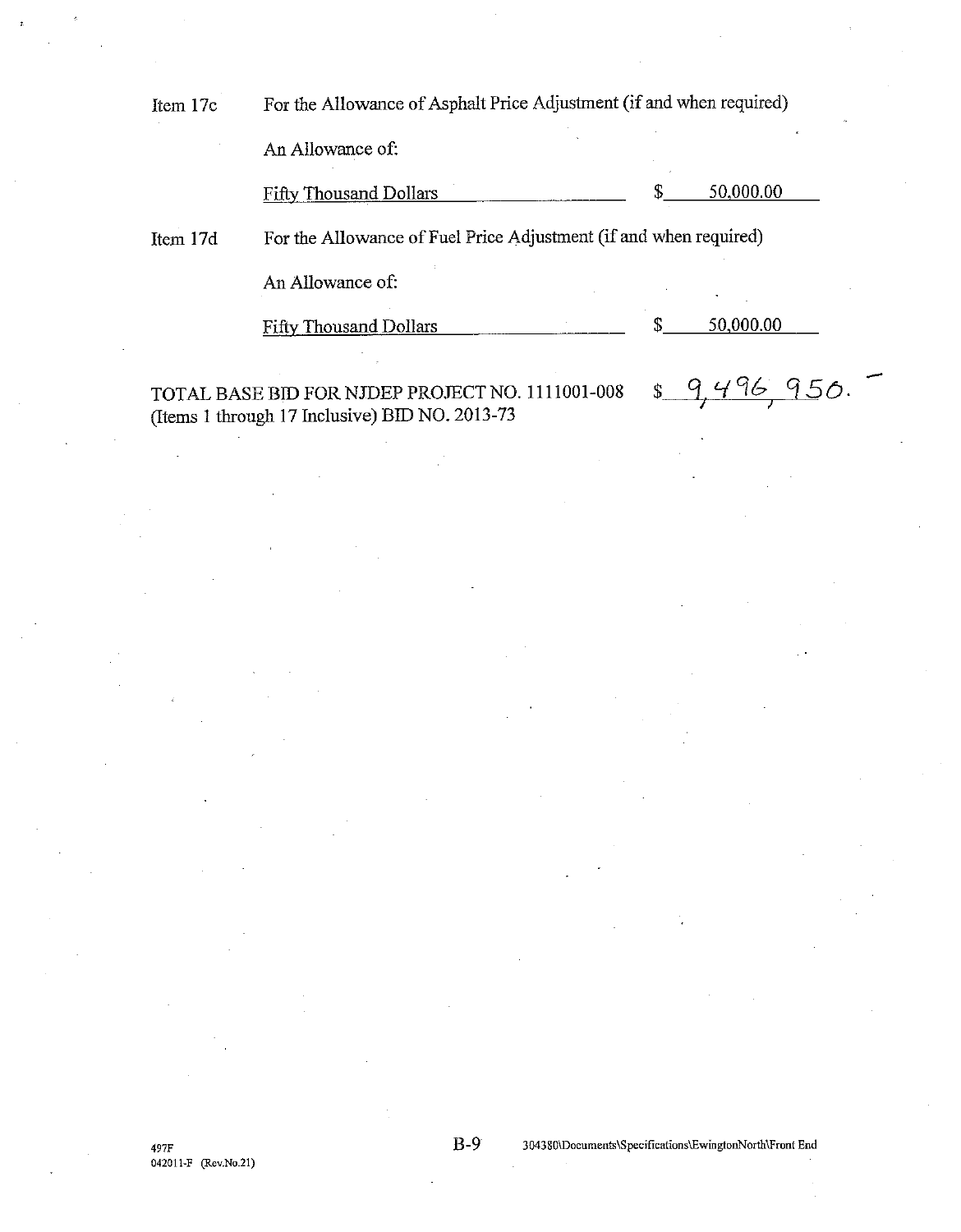Item 17c For the Allowance of Asphalt Price Adjustment (if and when required)

An Allowance of:

Fifty Thousand Dollars $ 50,000.00

Item 17d For the Allowance of Fuel Price Adjustment (if and when required)

An Allowance of:

Fifty Thousand Dollars $ 50,000.00

TOTAL BASE BID FOR NJDEP PROJECT NO. 1111001-008 (Items 1 through 17 Inclusive) BID NO. 2013-73 $ 9,496,950. –

497F
042011-F (Rev.No.21)

304380\Documents\Specifications\EwingtonNorth\Front End